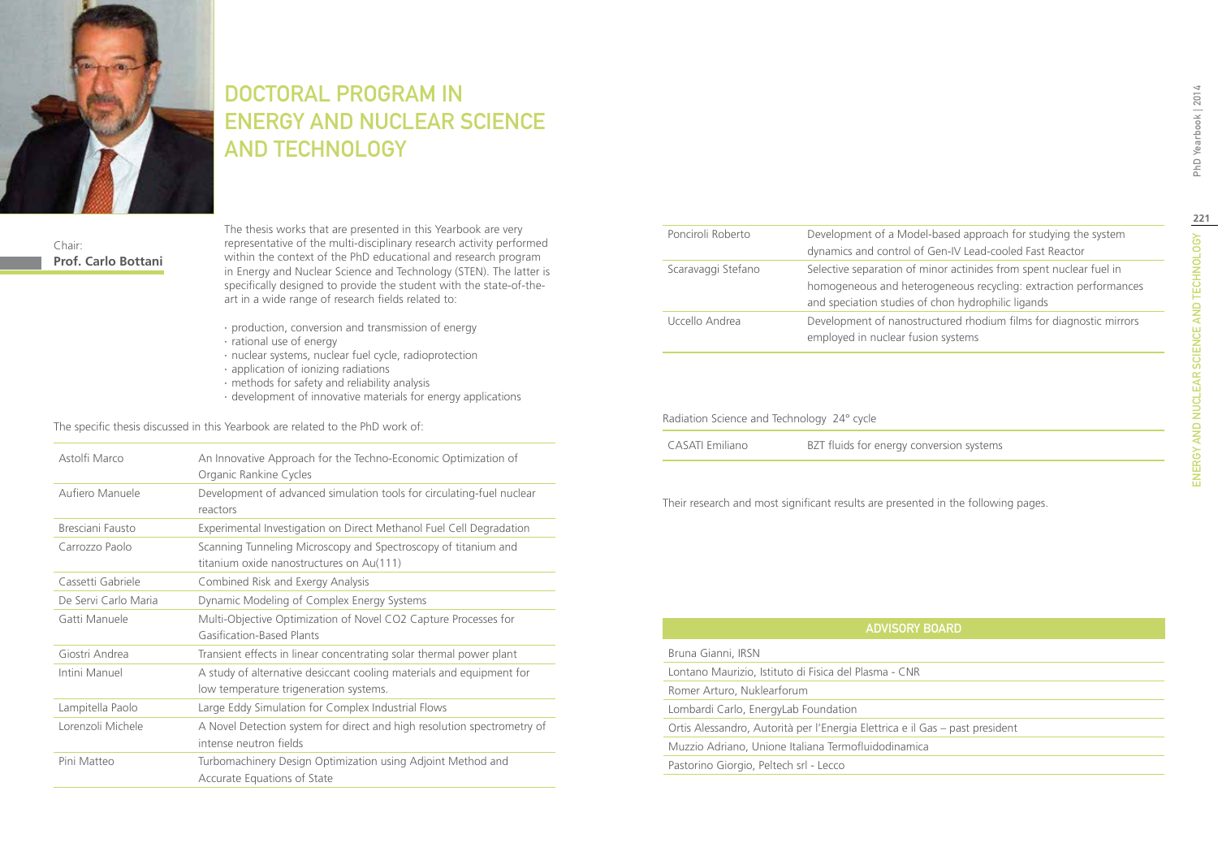# DOCTORAL PROGRAM IN ENERGY AND NUCLEAR SCIENCE AND TECHNOLOGY

Chair:
**Prof. Carlo Bottani**

The thesis works that are presented in this Yearbook are very representative of the multi-disciplinary research activity performed within the context of the PhD educational and research program in Energy and Nuclear Science and Technology (STEN). The latter is specifically designed to provide the student with the state-of-the-art in a wide range of research fields related to:

- production, conversion and transmission of energy
- rational use of energy
- nuclear systems, nuclear fuel cycle, radioprotection
- application of ionizing radiations
- methods for safety and reliability analysis
- development of innovative materials for energy applications

The specific thesis discussed in this Yearbook are related to the PhD work of:

| | |
|---|---|
| Astolfi Marco | An Innovative Approach for the Techno-Economic Optimization of Organic Rankine Cycles |
| Aufiero Manuele | Development of advanced simulation tools for circulating-fuel nuclear reactors |
| Bresciani Fausto | Experimental Investigation on Direct Methanol Fuel Cell Degradation |
| Carrozzo Paolo | Scanning Tunneling Microscopy and Spectroscopy of titanium and titanium oxide nanostructures on Au(111) |
| Cassetti Gabriele | Combined Risk and Exergy Analysis |
| De Servi Carlo Maria | Dynamic Modeling of Complex Energy Systems |
| Gatti Manuele | Multi-Objective Optimization of Novel CO2 Capture Processes for Gasification-Based Plants |
| Giostri Andrea | Transient effects in linear concentrating solar thermal power plant |
| Intini Manuel | A study of alternative desiccant cooling materials and equipment for low temperature trigeneration systems. |
| Lampitella Paolo | Large Eddy Simulation for Complex Industrial Flows |
| Lorenzoli Michele | A Novel Detection system for direct and high resolution spectrometry of intense neutron fields |
| Pini Matteo | Turbomachinery Design Optimization using Adjoint Method and Accurate Equations of State |
| Ponciroli Roberto | Development of a Model-based approach for studying the system dynamics and control of Gen-IV Lead-cooled Fast Reactor |
| Scaravaggi Stefano | Selective separation of minor actinides from spent nuclear fuel in homogeneous and heterogeneous recycling: extraction performances and speciation studies of chon hydrophilic ligands |
| Uccello Andrea | Development of nanostructured rhodium films for diagnostic mirrors employed in nuclear fusion systems |

Radiation Science and Technology 24° cycle

| | |
|---|---|
| CASATI Emiliano | BZT fluids for energy conversion systems |

Their research and most significant results are presented in the following pages.

| ADVISORY BOARD |
|---|
| Bruna Gianni, IRSN |
| Lontano Maurizio, Istituto di Fisica del Plasma - CNR |
| Romer Arturo, Nuklearforum |
| Lombardi Carlo, EnergyLab Foundation |
| Ortis Alessandro, Autorità per l'Energia Elettrica e il Gas – past president |
| Muzzio Adriano, Unione Italiana Termofluidodinamica |
| Pastorino Giorgio, Peltech srl - Lecco |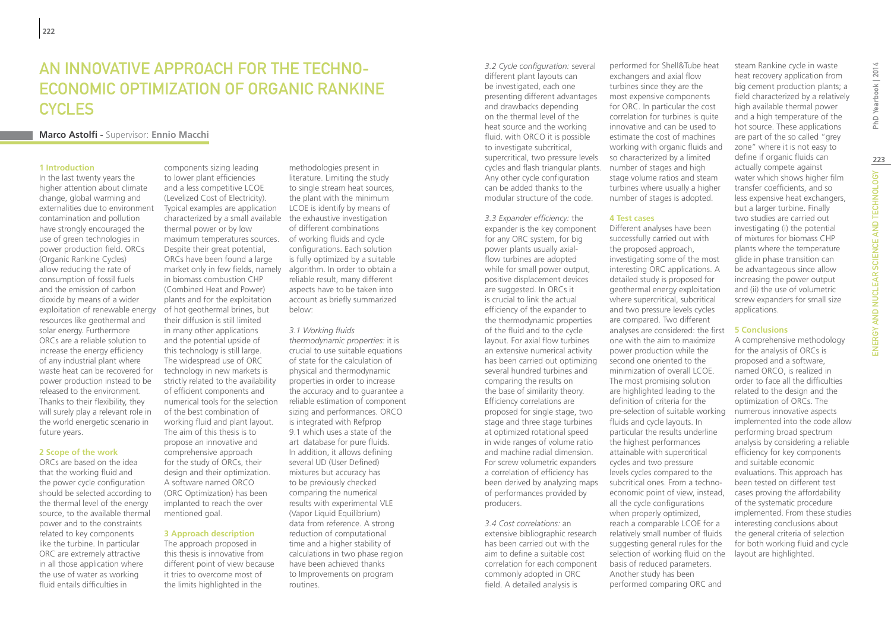# An Innovative Approach for the Techno-Economic Optimization of Organic Rankine Cycles

**Marco Astolfi -** Supervisor: **Ennio Macchi**

## 1 Introduction

In the last twenty years the higher attention about climate change, global warming and externalities due to environment contamination and pollution have strongly encouraged the use of green technologies in power production field. ORCs (Organic Rankine Cycles) allow reducing the rate of consumption of fossil fuels and the emission of carbon dioxide by means of a wider exploitation of renewable energy resources like geothermal and solar energy. Furthermore ORCs are a reliable solution to increase the energy efficiency of any industrial plant where waste heat can be recovered for power production instead to be released to the environment. Thanks to their flexibility, they will surely play a relevant role in the world energetic scenario in future years.

## 2 Scope of the work

ORCs are based on the idea that the working fluid and the power cycle configuration should be selected according to the thermal level of the energy source, to the available thermal power and to the constraints related to key components like the turbine. In particular ORC are extremely attractive in all those application where the use of water as working fluid entails difficulties in components sizing leading to lower plant efficiencies and a less competitive LCOE (Levelized Cost of Electricity). Typical examples are application characterized by a small available thermal power or by low maximum temperatures sources. Despite their great potential, ORCs have been found a large market only in few fields, namely in biomass combustion CHP (Combined Heat and Power) plants and for the exploitation of hot geothermal brines, but their diffusion is still limited in many other applications and the potential upside of this technology is still large. The widespread use of ORC technology in new markets is strictly related to the availability of efficient components and numerical tools for the selection of the best combination of working fluid and plant layout. The aim of this thesis is to propose an innovative and comprehensive approach for the study of ORCs, their design and their optimization. A software named ORCO (ORC Optimization) has been implanted to reach the over mentioned goal.

## 3 Approach description

The approach proposed in this thesis is innovative from different point of view because it tries to overcome most of the limits highlighted in the methodologies present in literature. Limiting the study to single stream heat sources, the plant with the minimum LCOE is identify by means of the exhaustive investigation of different combinations of working fluids and cycle configurations. Each solution is fully optimized by a suitable algorithm. In order to obtain a reliable result, many different aspects have to be taken into account as briefly summarized below:

*3.1 Working fluids thermodynamic properties:* it is crucial to use suitable equations of state for the calculation of physical and thermodynamic properties in order to increase the accuracy and to guarantee a reliable estimation of component sizing and performances. ORCO is integrated with Refprop 9.1 which uses a state of the art database for pure fluids. In addition, it allows defining several UD (User Defined) mixtures but accuracy has to be previously checked comparing the numerical results with experimental VLE (Vapor Liquid Equilibrium) data from reference. A strong reduction of computational time and a higher stability of calculations in two phase region have been achieved thanks to Improvements on program routines.

*3.2 Cycle configuration:* several different plant layouts can be investigated, each one presenting different advantages and drawbacks depending on the thermal level of the heat source and the working fluid. with ORCO it is possible to investigate subcritical, supercritical, two pressure levels cycles and flash triangular plants. Any other cycle configuration can be added thanks to the modular structure of the code.

*3.3 Expander efficiency:* the expander is the key component for any ORC system, for big power plants usually axial-flow turbines are adopted while for small power output, positive displacement devices are suggested. In ORCs it is crucial to link the actual efficiency of the expander to the thermodynamic properties of the fluid and to the cycle layout. For axial flow turbines an extensive numerical activity has been carried out optimizing several hundred turbines and comparing the results on the base of similarity theory. Efficiency correlations are proposed for single stage, two stage and three stage turbines at optimized rotational speed in wide ranges of volume ratio and machine radial dimension. For screw volumetric expanders a correlation of efficiency has been derived by analyzing maps of performances provided by producers.

*3.4 Cost correlations:* an extensive bibliographic research has been carried out with the aim to define a suitable cost correlation for each component commonly adopted in ORC field. A detailed analysis is performed for Shell&Tube heat exchangers and axial flow turbines since they are the most expensive components for ORC. In particular the cost correlation for turbines is quite innovative and can be used to estimate the cost of machines working with organic fluids and so characterized by a limited number of stages and high stage volume ratios and steam turbines where usually a higher number of stages is adopted.

## 4 Test cases

Different analyses have been successfully carried out with the proposed approach, investigating some of the most interesting ORC applications. A detailed study is proposed for geothermal energy exploitation where supercritical, subcritical and two pressure levels cycles are compared. Two different analyses are considered: the first one with the aim to maximize power production while the second one oriented to the minimization of overall LCOE. The most promising solution are highlighted leading to the definition of criteria for the pre-selection of suitable working fluids and cycle layouts. In particular the results underline the highest performances attainable with supercritical cycles and two pressure levels cycles compared to the subcritical ones. From a techno-economic point of view, instead, all the cycle configurations when properly optimized, reach a comparable LCOE for a relatively small number of fluids suggesting general rules for the selection of working fluid on the basis of reduced parameters. Another study has been performed comparing ORC and steam Rankine cycle in waste heat recovery application from big cement production plants; a field characterized by a relatively high available thermal power and a high temperature of the hot source. These applications are part of the so called "grey zone" where it is not easy to define if organic fluids can actually compete against water which shows higher film transfer coefficients, and so less expensive heat exchangers, but a larger turbine. Finally two studies are carried out investigating (i) the potential of mixtures for biomass CHP plants where the temperature glide in phase transition can be advantageous since allow increasing the power output and (ii) the use of volumetric screw expanders for small size applications.

## 5 Conclusions

A comprehensive methodology for the analysis of ORCs is proposed and a software, named ORCO, is realized in order to face all the difficulties related to the design and the optimization of ORCs. The numerous innovative aspects implemented into the code allow performing broad spectrum analysis by considering a reliable efficiency for key components and suitable economic evaluations. This approach has been tested on different test cases proving the affordability of the systematic procedure implemented. From these studies interesting conclusions about the general criteria of selection for both working fluid and cycle layout are highlighted.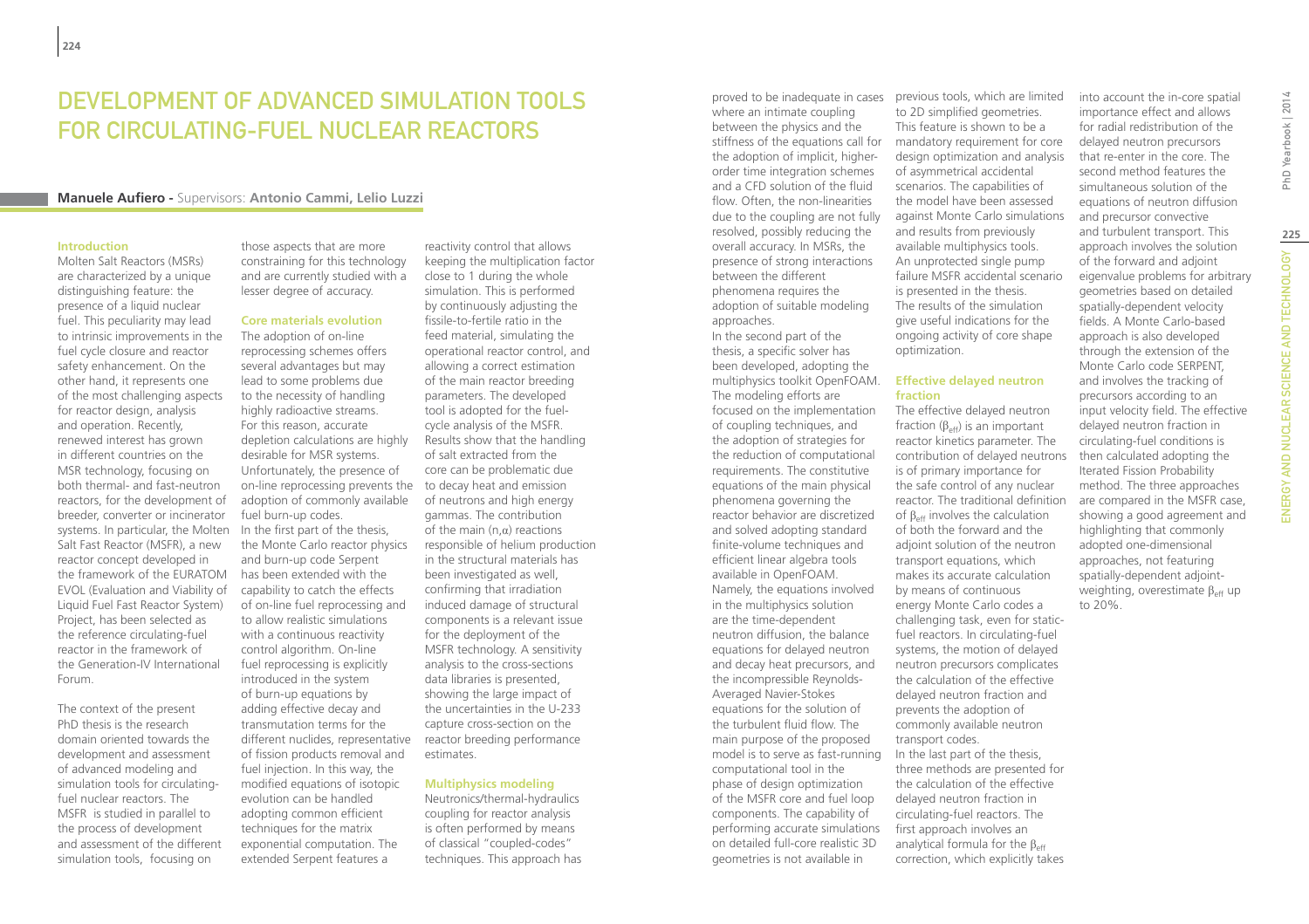# DEVELOPMENT OF ADVANCED SIMULATION TOOLS FOR CIRCULATING-FUEL NUCLEAR REACTORS

**Manuele Aufiero** - Supervisors: **Antonio Cammi, Lelio Luzzi**

### Introduction

Molten Salt Reactors (MSRs) are characterized by a unique distinguishing feature: the presence of a liquid nuclear fuel. This peculiarity may lead to intrinsic improvements in the fuel cycle closure and reactor safety enhancement. On the other hand, it represents one of the most challenging aspects for reactor design, analysis and operation. Recently, renewed interest has grown in different countries on the MSR technology, focusing on both thermal- and fast-neutron reactors, for the development of breeder, converter or incinerator systems. In particular, the Molten Salt Fast Reactor (MSFR), a new reactor concept developed in the framework of the EURATOM EVOL (Evaluation and Viability of Liquid Fuel Fast Reactor System) Project, has been selected as the reference circulating-fuel reactor in the framework of the Generation-IV International Forum.

The context of the present PhD thesis is the research domain oriented towards the development and assessment of advanced modeling and simulation tools for circulating-fuel nuclear reactors. The MSFR is studied in parallel to the process of development and assessment of the different simulation tools, focusing on those aspects that are more constraining for this technology and are currently studied with a lesser degree of accuracy.

### Core materials evolution

The adoption of on-line reprocessing schemes offers several advantages but may lead to some problems due to the necessity of handling highly radioactive streams. For this reason, accurate depletion calculations are highly desirable for MSR systems. Unfortunately, the presence of on-line reprocessing prevents the adoption of commonly available fuel burn-up codes.

In the first part of the thesis, the Monte Carlo reactor physics and burn-up code Serpent has been extended with the capability to catch the effects of on-line fuel reprocessing and to allow realistic simulations with a continuous reactivity control algorithm. On-line fuel reprocessing is explicitly introduced in the system of burn-up equations by adding effective decay and transmutation terms for the different nuclides, representative of fission products removal and fuel injection. In this way, the modified equations of isotopic evolution can be handled adopting common efficient techniques for the matrix exponential computation. The extended Serpent features a reactivity control that allows keeping the multiplication factor close to 1 during the whole simulation. This is performed by continuously adjusting the fissile-to-fertile ratio in the feed material, simulating the operational reactor control, and allowing a correct estimation of the main reactor breeding parameters. The developed tool is adopted for the fuel-cycle analysis of the MSFR. Results show that the handling of salt extracted from the core can be problematic due to decay heat and emission of neutrons and high energy gammas. The contribution of the main (n,α) reactions responsible of helium production in the structural materials has been investigated as well, confirming that irradiation induced damage of structural components is a relevant issue for the deployment of the MSFR technology. A sensitivity analysis to the cross-sections data libraries is presented, showing the large impact of the uncertainties in the U-233 capture cross-section on the reactor breeding performance estimates.

### Multiphysics modeling

Neutronics/thermal-hydraulics coupling for reactor analysis is often performed by means of classical "coupled-codes" techniques. This approach has proved to be inadequate in cases where an intimate coupling between the physics and the stiffness of the equations call for the adoption of implicit, higher-order time integration schemes and a CFD solution of the fluid flow. Often, the non-linearities due to the coupling are not fully resolved, possibly reducing the overall accuracy. In MSRs, the presence of strong interactions between the different phenomena requires the adoption of suitable modeling approaches.

In the second part of the thesis, a specific solver has been developed, adopting the multiphysics toolkit OpenFOAM. The modeling efforts are focused on the implementation of coupling techniques, and the adoption of strategies for the reduction of computational requirements. The constitutive equations of the main physical phenomena governing the reactor behavior are discretized and solved adopting standard finite-volume techniques and efficient linear algebra tools available in OpenFOAM. Namely, the equations involved in the multiphysics solution are the time-dependent neutron diffusion, the balance equations for delayed neutron and decay heat precursors, and the incompressible Reynolds-Averaged Navier-Stokes equations for the solution of the turbulent fluid flow. The main purpose of the proposed model is to serve as fast-running computational tool in the phase of design optimization of the MSFR core and fuel loop components. The capability of performing accurate simulations on detailed full-core realistic 3D geometries is not available in previous tools, which are limited to 2D simplified geometries. This feature is shown to be a mandatory requirement for core design optimization and analysis of asymmetrical accidental scenarios. The capabilities of the model have been assessed against Monte Carlo simulations and results from previously available multiphysics tools. An unprotected single pump failure MSFR accidental scenario is presented in the thesis. The results of the simulation give useful indications for the ongoing activity of core shape optimization.

### Effective delayed neutron fraction

The effective delayed neutron fraction ($\beta_{eff}$) is an important reactor kinetics parameter. The contribution of delayed neutrons is of primary importance for the safe control of any nuclear reactor. The traditional definition of $\beta_{eff}$ involves the calculation of both the forward and the adjoint solution of the neutron transport equations, which makes its accurate calculation by means of continuous energy Monte Carlo codes a challenging task, even for static-fuel reactors. In circulating-fuel systems, the motion of delayed neutron precursors complicates the calculation of the effective delayed neutron fraction and prevents the adoption of commonly available neutron transport codes.

In the last part of the thesis, three methods are presented for the calculation of the effective delayed neutron fraction in circulating-fuel reactors. The first approach involves an analytical formula for the $\beta_{eff}$ correction, which explicitly takes into account the in-core spatial importance effect and allows for radial redistribution of the delayed neutron precursors that re-enter in the core. The second method features the simultaneous solution of the equations of neutron diffusion and precursor convective and turbulent transport. This approach involves the solution of the forward and adjoint eigenvalue problems for arbitrary geometries based on detailed spatially-dependent velocity fields. A Monte Carlo-based approach is also developed through the extension of the Monte Carlo code SERPENT, and involves the tracking of precursors according to an input velocity field. The effective delayed neutron fraction in circulating-fuel conditions is then calculated adopting the Iterated Fission Probability method. The three approaches are compared in the MSFR case, showing a good agreement and highlighting that commonly adopted one-dimensional approaches, not featuring spatially-dependent adjoint-weighting, overestimate $\beta_{eff}$ up to 20%.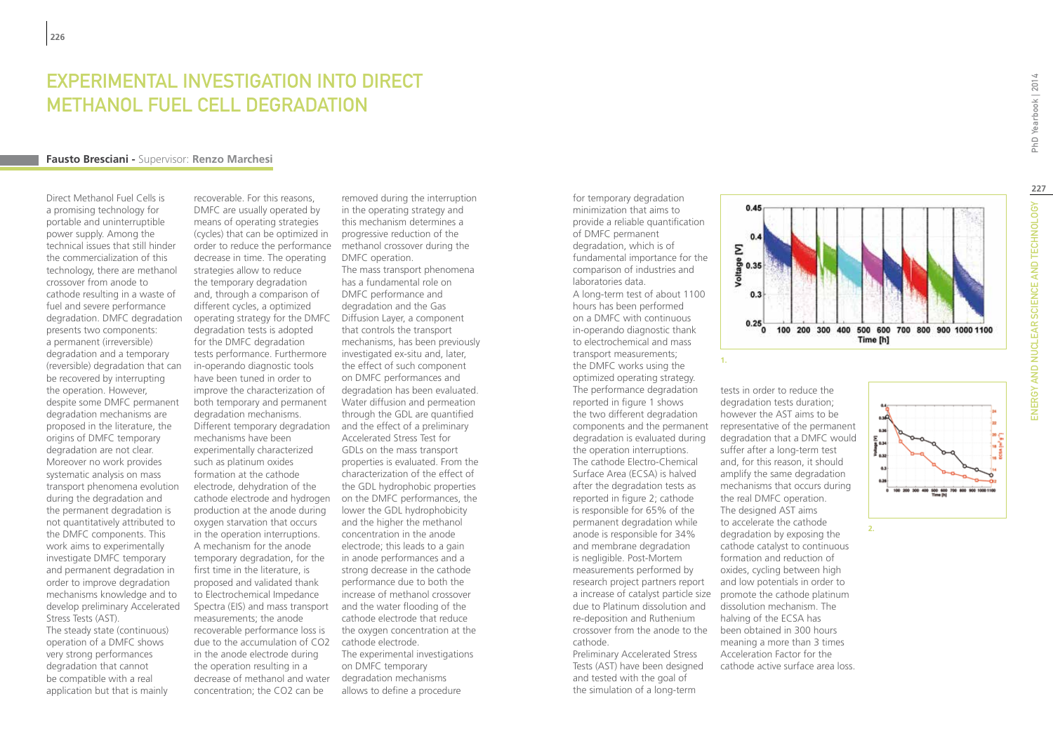# EXPERIMENTAL INVESTIGATION INTO DIRECT METHANOL FUEL CELL DEGRADATION

**Fausto Bresciani -** Supervisor: **Renzo Marchesi**

Direct Methanol Fuel Cells is a promising technology for portable and uninterruptible power supply. Among the technical issues that still hinder the commercialization of this technology, there are methanol crossover from anode to cathode resulting in a waste of fuel and severe performance degradation. DMFC degradation presents two components: a permanent (irreversible) degradation and a temporary (reversible) degradation that can be recovered by interrupting the operation. However, despite some DMFC permanent degradation mechanisms are proposed in the literature, the origins of DMFC temporary degradation are not clear. Moreover no work provides systematic analysis on mass transport phenomena evolution during the degradation and the permanent degradation is not quantitatively attributed to the DMFC components. This work aims to experimentally investigate DMFC temporary and permanent degradation in order to improve degradation mechanisms knowledge and to develop preliminary Accelerated Stress Tests (AST).

The steady state (continuous) operation of a DMFC shows very strong performances degradation that cannot be compatible with a real application but that is mainly recoverable. For this reasons, DMFC are usually operated by means of operating strategies (cycles) that can be optimized in order to reduce the performance decrease in time. The operating strategies allow to reduce the temporary degradation and, through a comparison of different cycles, a optimized operating strategy for the DMFC degradation tests is adopted for the DMFC degradation tests performance. Furthermore in-operando diagnostic tools have been tuned in order to improve the characterization of both temporary and permanent degradation mechanisms.

Different temporary degradation mechanisms have been experimentally characterized such as platinum oxides formation at the cathode electrode, dehydration of the cathode electrode and hydrogen production at the anode during oxygen starvation that occurs in the operation interruptions. A mechanism for the anode temporary degradation, for the first time in the literature, is proposed and validated thank to Electrochemical Impedance Spectra (EIS) and mass transport measurements; the anode recoverable performance loss is due to the accumulation of CO2 in the anode electrode during the operation resulting in a decrease of methanol and water concentration; the CO2 can be removed during the interruption in the operating strategy and this mechanism determines a progressive reduction of the methanol crossover during the DMFC operation.

The mass transport phenomena has a fundamental role on DMFC performance and degradation and the Gas Diffusion Layer, a component that controls the transport mechanisms, has been previously investigated ex-situ and, later, the effect of such component on DMFC performances and degradation has been evaluated. Water diffusion and permeation through the GDL are quantified and the effect of a preliminary Accelerated Stress Test for GDLs on the mass transport properties is evaluated. From the characterization of the effect of the GDL hydrophobic properties on the DMFC performances, the lower the GDL hydrophobicity and the higher the methanol concentration in the anode electrode; this leads to a gain in anode performances and a strong decrease in the cathode performance due to both the increase of methanol crossover and the water flooding of the cathode electrode that reduce the oxygen concentration at the cathode electrode.

The experimental investigations on DMFC temporary degradation mechanisms allows to define a procedure for temporary degradation minimization that aims to provide a reliable quantification of DMFC permanent degradation, which is of fundamental importance for the comparison of industries and laboratories data.

A long-term test of about 1100 hours has been performed on a DMFC with continuous in-operando diagnostic thank to electrochemical and mass transport measurements; the DMFC works using the optimized operating strategy. The performance degradation reported in figure 1 shows the two different degradation components and the permanent degradation is evaluated during the operation interruptions. The cathode Electro-Chemical Surface Area (ECSA) is halved after the degradation tests as reported in figure 2; cathode is responsible for 65% of the permanent degradation while anode is responsible for 34% and membrane degradation is negligible. Post-Mortem measurements performed by research project partners report a increase of catalyst particle size due to Platinum dissolution and re-deposition and Ruthenium crossover from the anode to the cathode.

1.

Preliminary Accelerated Stress Tests (AST) have been designed and tested with the goal of the simulation of a long-term tests in order to reduce the degradation tests duration; however the AST aims to be representative of the permanent degradation that a DMFC would suffer after a long-term test and, for this reason, it should amplify the same degradation mechanisms that occurs during the real DMFC operation. The designed AST aims to accelerate the cathode degradation by exposing the cathode catalyst to continuous formation and reduction of oxides, cycling between high and low potentials in order to promote the cathode platinum dissolution mechanism. The halving of the ECSA has been obtained in 300 hours meaning a more than 3 times Acceleration Factor for the cathode active surface area loss.

2.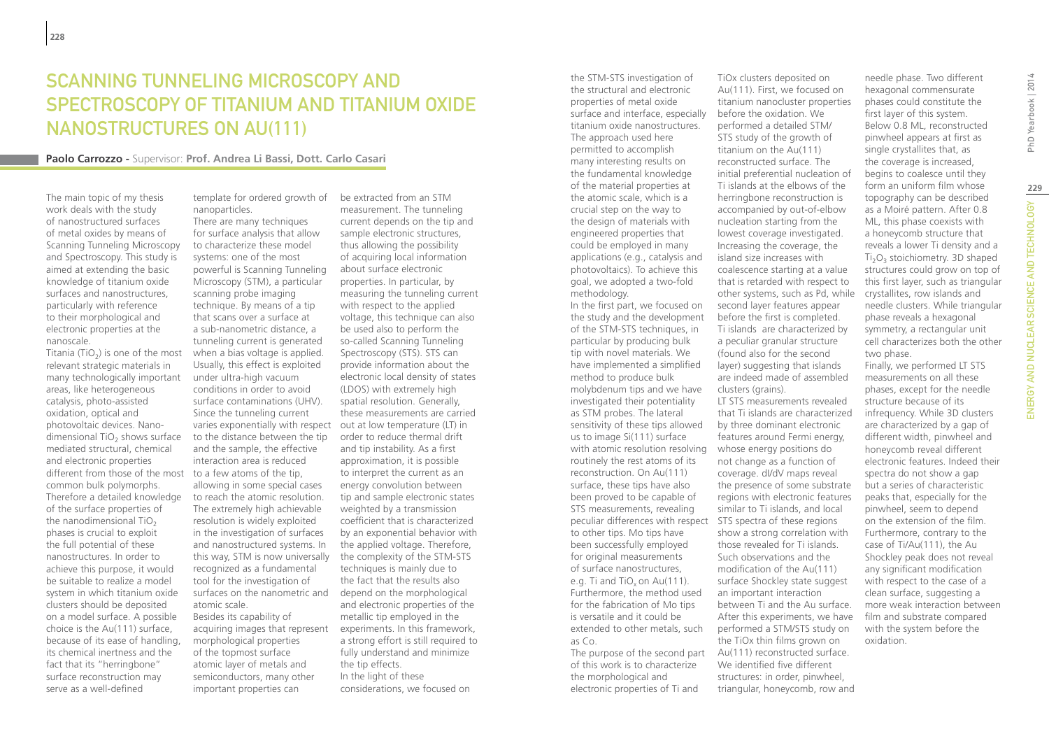# Scanning Tunneling Microscopy and Spectroscopy of Titanium and Titanium Oxide Nanostructures on Au(111)

**Paolo Carrozzo -** Supervisor: **Prof. Andrea Li Bassi, Dott. Carlo Casari**

The main topic of my thesis work deals with the study of nanostructured surfaces of metal oxides by means of Scanning Tunneling Microscopy and Spectroscopy. This study is aimed at extending the basic knowledge of titanium oxide surfaces and nanostructures, particularly with reference to their morphological and electronic properties at the nanoscale.

Titania ($TiO_2$) is one of the most relevant strategic materials in many technologically important areas, like heterogeneous catalysis, photo-assisted oxidation, optical and photovoltaic devices. Nano-dimensional $TiO_2$ shows surface mediated structural, chemical and electronic properties different from those of the most common bulk polymorphs. Therefore a detailed knowledge of the surface properties of the nanodimensional $TiO_2$ phases is crucial to exploit the full potential of these nanostructures. In order to achieve this purpose, it would be suitable to realize a model system in which titanium oxide clusters should be deposited on a model surface. A possible choice is the Au(111) surface, because of its ease of handling, its chemical inertness and the fact that its "herringbone" surface reconstruction may serve as a well-defined template for ordered growth of nanoparticles.

There are many techniques for surface analysis that allow to characterize these model systems: one of the most powerful is Scanning Tunneling Microscopy (STM), a particular scanning probe imaging technique. By means of a tip that scans over a surface at a sub-nanometric distance, a tunneling current is generated when a bias voltage is applied. Usually, this effect is exploited under ultra-high vacuum conditions in order to avoid surface contaminations (UHV). Since the tunneling current varies exponentially with respect to the distance between the tip and the sample, the effective interaction area is reduced to a few atoms of the tip, allowing in some special cases to reach the atomic resolution. The extremely high achievable resolution is widely exploited in the investigation of surfaces and nanostructured systems. In this way, STM is now universally recognized as a fundamental tool for the investigation of surfaces on the nanometric and atomic scale.

Besides its capability of acquiring images that represent morphological properties of the topmost surface atomic layer of metals and semiconductors, many other important properties can be extracted from an STM measurement. The tunneling current depends on the tip and sample electronic structures, thus allowing the possibility of acquiring local information about surface electronic properties. In particular, by measuring the tunneling current with respect to the applied voltage, this technique can also be used also to perform the so-called Scanning Tunneling Spectroscopy (STS). STS can provide information about the electronic local density of states (LDOS) with extremely high spatial resolution. Generally, these measurements are carried out at low temperature (LT) in order to reduce thermal drift and tip instability. As a first approximation, it is possible to interpret the current as an energy convolution between tip and sample electronic states weighted by a transmission coefficient that is characterized by an exponential behavior with the applied voltage. Therefore, the complexity of the STM-STS techniques is mainly due to the fact that the results also depend on the morphological and electronic properties of the metallic tip employed in the experiments. In this framework, a strong effort is still required to fully understand and minimize the tip effects.

In the light of these considerations, we focused on the STM-STS investigation of the structural and electronic properties of metal oxide surface and interface, especially titanium oxide nanostructures. The approach used here permitted to accomplish many interesting results on the fundamental knowledge of the material properties at the atomic scale, which is a crucial step on the way to the design of materials with engineered properties that could be employed in many applications (e.g., catalysis and photovoltaics). To achieve this goal, we adopted a two-fold methodology.

In the first part, we focused on the study and the development of the STM-STS techniques, in particular by producing bulk tip with novel materials. We have implemented a simplified method to produce bulk molybdenum tips and we have investigated their potentiality as STM probes. The lateral sensitivity of these tips allowed us to image Si(111) surface with atomic resolution resolving routinely the rest atoms of its reconstruction. On Au(111) surface, these tips have also been proved to be capable of STS measurements, revealing peculiar differences with respect to other tips. Mo tips have been successfully employed for original measurements of surface nanostructures, e.g. Ti and $TiO_x$ on Au(111). Furthermore, the method used for the fabrication of Mo tips is versatile and it could be extended to other metals, such as Co.

The purpose of the second part of this work is to characterize the morphological and electronic properties of Ti and TiOx clusters deposited on Au(111). First, we focused on titanium nanocluster properties before the oxidation. We performed a detailed STM/STS study of the growth of titanium on the Au(111) reconstructed surface. The initial preferential nucleation of Ti islands at the elbows of the herringbone reconstruction is accompanied by out-of-elbow nucleation starting from the lowest coverage investigated. Increasing the coverage, the island size increases with coalescence starting at a value that is retarded with respect to other systems, such as Pd, while second layer features appear before the first is completed. Ti islands are characterized by a peculiar granular structure (found also for the second layer) suggesting that islands are indeed made of assembled clusters (grains).

LT STS measurements revealed that Ti islands are characterized by three dominant electronic features around Fermi energy, whose energy positions do not change as a function of coverage. dI/dV maps reveal the presence of some substrate regions with electronic features similar to Ti islands, and local STS spectra of these regions show a strong correlation with those revealed for Ti islands. Such observations and the modification of the Au(111) surface Shockley state suggest an important interaction between Ti and the Au surface. After this experiments, we have performed a STM/STS study on the TiOx thin films grown on Au(111) reconstructed surface. We identified five different structures: in order, pinwheel, triangular, honeycomb, row and needle phase. Two different hexagonal commensurate phases could constitute the first layer of this system. Below 0.8 ML, reconstructed pinwheel appears at first as single crystallites that, as the coverage is increased, begins to coalesce until they form an uniform film whose topography can be described as a Moiré pattern. After 0.8 ML, this phase coexists with a honeycomb structure that reveals a lower Ti density and a $Ti_2O_3$ stoichiometry. 3D shaped structures could grow on top of this first layer, such as triangular crystallites, row islands and needle clusters. While triangular phase reveals a hexagonal symmetry, a rectangular unit cell characterizes both the other two phase.

Finally, we performed LT STS measurements on all these phases, except for the needle structure because of its infrequency. While 3D clusters are characterized by a gap of different width, pinwheel and honeycomb reveal different electronic features. Indeed their spectra do not show a gap but a series of characteristic peaks that, especially for the pinwheel, seem to depend on the extension of the film. Furthermore, contrary to the case of Ti/Au(111), the Au Shockley peak does not reveal any significant modification with respect to the case of a clean surface, suggesting a more weak interaction between film and substrate compared with the system before the oxidation.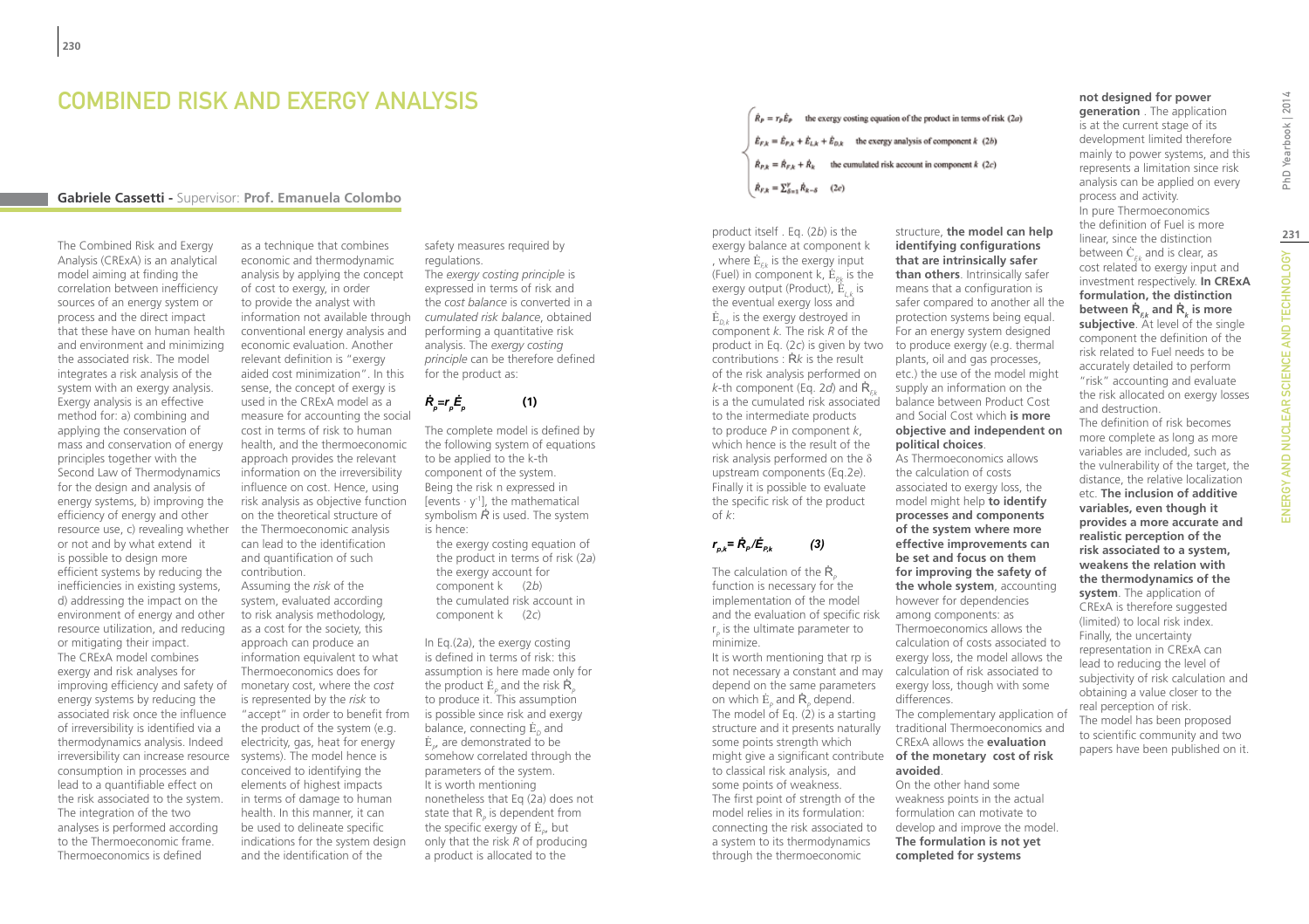# COMBINED RISK AND EXERGY ANALYSIS

**Gabriele Cassetti** - Supervisor: **Prof. Emanuela Colombo**

The Combined Risk and Exergy Analysis (CRExA) is an analytical model aiming at finding the correlation between inefficiency sources of an energy system or process and the direct impact that these have on human health and environment and minimizing the associated risk. The model integrates a risk analysis of the system with an exergy analysis. Exergy analysis is an effective method for: a) combining and applying the conservation of mass and conservation of energy principles together with the Second Law of Thermodynamics for the design and analysis of energy systems, b) improving the efficiency of energy and other resource use, c) revealing whether or not and by what extend it is possible to design more efficient systems by reducing the inefficiencies in existing systems, d) addressing the impact on the environment of energy and other resource utilization, and reducing or mitigating their impact.

The CRExA model combines exergy and risk analyses for improving efficiency and safety of energy systems by reducing the associated risk once the influence of irreversibility is identified via a thermodynamics analysis. Indeed irreversibility can increase resource consumption in processes and lead to a quantifiable effect on the risk associated to the system. The integration of the two analyses is performed according to the Thermoeconomic frame. Thermoeconomics is defined as a technique that combines economic and thermodynamic analysis by applying the concept of cost to exergy, in order to provide the analyst with information not available through conventional energy analysis and economic evaluation. Another relevant definition is "exergy aided cost minimization". In this sense, the concept of exergy is used in the CRExA model as a measure for accounting the social cost in terms of risk to human health, and the thermoeconomic approach provides the relevant information on the irreversibility influence on cost. Hence, using risk analysis as objective function on the theoretical structure of the Thermoeconomic analysis can lead to the identification and quantification of such contribution.

Assuming the *risk* of the system, evaluated according to risk analysis methodology, as a cost for the society, this approach can produce an information equivalent to what Thermoeconomics does for monetary cost, where the *cost* is represented by the *risk* to "accept" in order to benefit from the product of the system (e.g. electricity, gas, heat for energy systems). The model hence is conceived to identifying the elements of highest impacts in terms of damage to human health. In this manner, it can be used to delineate specific indications for the system design and the identification of the safety measures required by regulations.

The *exergy costing principle* is expressed in terms of risk and the *cost balance* is converted in a *cumulated risk balance*, obtained performing a quantitative risk analysis. The *exergy costing principle* can be therefore defined for the product as:

$$\dot{R}_p = r_p \dot{E}_p \qquad (1)$$

The complete model is defined by the following system of equations to be applied to the k-th component of the system. Being the risk n expressed in [events · $y^{-1}$], the mathematical symbolism $\dot{R}$ is used. The system is hence:

- the exergy costing equation of the product in terms of risk (2*a*)
- the exergy account for component k (2*b*)
- the cumulated risk account in component k (2*c*)

In Eq.(2*a*), the exergy costing is defined in terms of risk: this assumption is here made only for the product $\dot{E}_p$ and the risk $\dot{R}_p$ to produce it. This assumption is possible since risk and exergy balance, connecting $\dot{E}_D$ and $\dot{E}_p$, are demonstrated to be somehow correlated through the parameters of the system. It is worth mentioning nonetheless that Eq (2*a*) does not state that $R_p$ is dependent from the specific exergy of $\dot{E}_p$, but only that the risk *R* of producing a product is allocated to the

$$\begin{cases} \dot{R}_P = r_P \dot{E}_P & \text{the exergy costing equation of the product in terms of risk (2a)} \\ \dot{E}_{F,k} = \dot{E}_{P,k} + \dot{E}_{L,k} + \dot{E}_{D,k} & \text{the exergy analysis of component } k \text{ (2b)} \\ \dot{R}_{P,k} = \dot{R}_{F,k} + \dot{R}_k & \text{the cumulated risk account in component } k \text{ (2c)} \\ \dot{R}_{F,k} = \sum_{\delta=1}^{\psi} \dot{R}_{k-\delta} & \text{(2e)} \end{cases}$$

product itself . Eq. (2*b*) is the exergy balance at component k , where $\dot{E}_{F,k}$ is the exergy input (Fuel) in component k, $\dot{E}_{P,k}$ is the exergy output (Product), $\dot{E}_{L,k}$ is the eventual exergy loss and $\dot{E}_{D,k}$ is the exergy destroyed in component *k*. The risk *R* of the product in Eq. (2*c*) is given by two contributions : $\dot{R}k$ is the result of the risk analysis performed on *k*-th component (Eq. 2*d*) and $\dot{R}_{F,k}$ is a the cumulated risk associated to the intermediate products to produce *P* in component *k*, which hence is the result of the risk analysis performed on the δ upstream components (Eq.2*e*). Finally it is possible to evaluate the specific risk of the product of *k*:

$$r_{p,k} = \dot{R}_p / \dot{E}_{P,k} \qquad (3)$$

The calculation of the $\dot{R}_p$ function is necessary for the implementation of the model and the evaluation of specific risk $r_p$ is the ultimate parameter to minimize.

It is worth mentioning that rp is not necessary a constant and may depend on the same parameters on which $\dot{E}_p$ and $\dot{R}_p$ depend.

The model of Eq. (2) is a starting structure and it presents naturally some points strength which might give a significant contribute to classical risk analysis, and some points of weakness.

The first point of strength of the model relies in its formulation: connecting the risk associated to a system to its thermodynamics through the thermoeconomic structure, **the model can help identifying configurations that are intrinsically safer than others**. Intrinsically safer means that a configuration is safer compared to another all the protection systems being equal. For an energy system designed to produce exergy (e.g. thermal plants, oil and gas processes, etc.) the use of the model might supply an information on the balance between Product Cost and Social Cost which **is more objective and independent on political choices**.

As Thermoeconomics allows the calculation of costs associated to exergy loss, the model might help **to identify processes and components of the system where more effective improvements can be set and focus on them for improving the safety of the whole system**, accounting however for dependencies among components: as Thermoeconomics allows the calculation of costs associated to exergy loss, the model allows the calculation of risk associated to exergy loss, though with some differences.

The complementary application of traditional Thermoeconomics and CRExA allows the **evaluation of the monetary cost of risk avoided**.

On the other hand some weakness points in the actual formulation can motivate to develop and improve the model. **The formulation is not yet completed for systems not designed for power generation** . The application is at the current stage of its development limited therefore mainly to power systems, and this represents a limitation since risk analysis can be applied on every process and activity.

In pure Thermoeconomics the definition of Fuel is more linear, since the distinction between $\dot{C}_{F,k}$ and is clear, as cost related to exergy input and investment respectively. **In CRExA formulation, the distinction between $\dot{R}_{F,k}$ and $\dot{R}_k$ is more subjective**. At level of the single component the definition of the risk related to Fuel needs to be accurately detailed to perform "risk" accounting and evaluate the risk allocated on exergy losses and destruction.

The definition of risk becomes more complete as long as more variables are included, such as the vulnerability of the target, the distance, the relative localization etc. **The inclusion of additive variables, even though it provides a more accurate and realistic perception of the risk associated to a system, weakens the relation with the thermodynamics of the system**. The application of CRExA is therefore suggested (limited) to local risk index.

Finally, the uncertainty representation in CRExA can lead to reducing the level of subjectivity of risk calculation and obtaining a value closer to the real perception of risk.

The model has been proposed to scientific community and two papers have been published on it.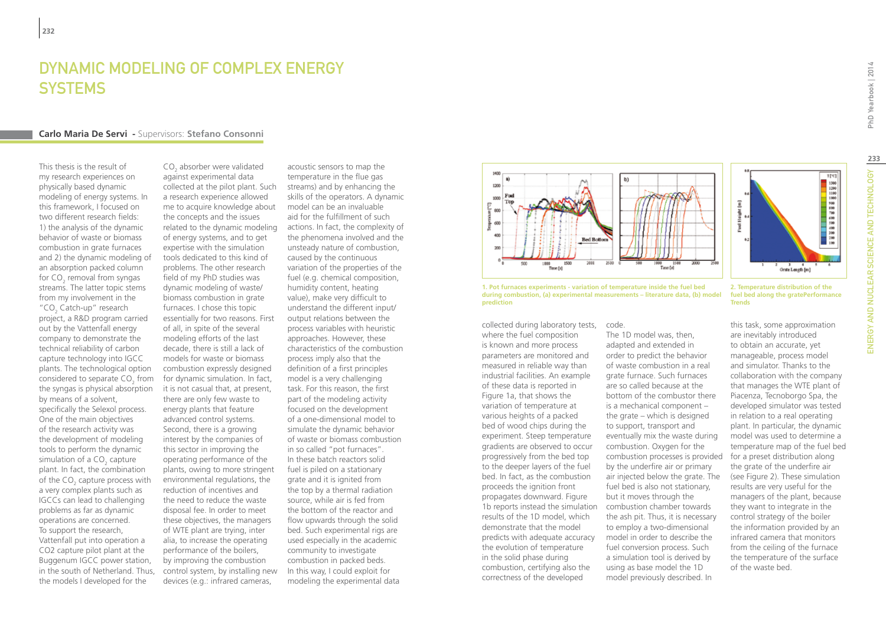# DYNAMIC MODELING OF COMPLEX ENERGY SYSTEMS

**Carlo Maria De Servi** - Supervisors: **Stefano Consonni**

This thesis is the result of my research experiences on physically based dynamic modeling of energy systems. In this framework, I focused on two different research fields: 1) the analysis of the dynamic behavior of waste or biomass combustion in grate furnaces and 2) the dynamic modeling of an absorption packed column for $CO_2$ removal from syngas streams. The latter topic stems from my involvement in the "$CO_2$ Catch-up" research project, a R&D program carried out by the Vattenfall energy company to demonstrate the technical reliability of carbon capture technology into IGCC plants. The technological option considered to separate $CO_2$ from the syngas is physical absorption by means of a solvent, specifically the Selexol process. One of the main objectives of the research activity was the development of modeling tools to perform the dynamic simulation of a $CO_2$ capture plant. In fact, the combination of the $CO_2$ capture process with a very complex plants such as IGCCs can lead to challenging problems as far as dynamic operations are concerned. To support the research, Vattenfall put into operation a CO2 capture pilot plant at the Buggenum IGCC power station, in the south of Netherland. Thus, the models I developed for the $CO_2$ absorber were validated against experimental data collected at the pilot plant. Such a research experience allowed me to acquire knowledge about the concepts and the issues related to the dynamic modeling of energy systems, and to get expertise with the simulation tools dedicated to this kind of problems. The other research field of my PhD studies was dynamic modeling of waste/ biomass combustion in grate furnaces. I chose this topic essentially for two reasons. First of all, in spite of the several modeling efforts of the last decade, there is still a lack of models for waste or biomass combustion expressly designed for dynamic simulation. In fact, it is not casual that, at present, there are only few waste to energy plants that feature advanced control systems. Second, there is a growing interest by the companies of this sector in improving the operating performance of the plants, owing to more stringent environmental regulations, the reduction of incentives and the need to reduce the waste disposal fee. In order to meet these objectives, the managers of WTE plant are trying, inter alia, to increase the operating performance of the boilers, by improving the combustion control system, by installing new devices (e.g.: infrared cameras, acoustic sensors to map the temperature in the flue gas streams) and by enhancing the skills of the operators. A dynamic model can be an invaluable aid for the fulfillment of such actions. In fact, the complexity of the phenomena involved and the unsteady nature of combustion, caused by the continuous variation of the properties of the fuel (e.g. chemical composition, humidity content, heating value), make very difficult to understand the different input/ output relations between the process variables with heuristic approaches. However, these characteristics of the combustion process imply also that the definition of a first principles model is a very challenging task. For this reason, the first part of the modeling activity focused on the development of a one-dimensional model to simulate the dynamic behavior of waste or biomass combustion in so called "pot furnaces". In these batch reactors solid fuel is piled on a stationary grate and it is ignited from the top by a thermal radiation source, while air is fed from the bottom of the reactor and flow upwards through the solid bed. Such experimental rigs are used especially in the academic community to investigate combustion in packed beds. In this way, I could exploit for modeling the experimental data collected during laboratory tests, where the fuel composition is known and more process parameters are monitored and measured in reliable way than industrial facilities. An example of these data is reported in Figure 1a, that shows the variation of temperature at various heights of a packed bed of wood chips during the experiment. Steep temperature gradients are observed to occur progressively from the bed top to the deeper layers of the fuel bed. In fact, as the combustion proceeds the ignition front propagates downward. Figure 1b reports instead the simulation results of the 1D model, which demonstrate that the model predicts with adequate accuracy the evolution of temperature in the solid phase during combustion, certifying also the correctness of the developed code.

The 1D model was, then, adapted and extended in order to predict the behavior of waste combustion in a real grate furnace. Such furnaces are so called because at the bottom of the combustor there is a mechanical component – the grate – which is designed to support, transport and eventually mix the waste during combustion. Oxygen for the combustion processes is provided by the underfire air or primary air injected below the grate. The fuel bed is also not stationary, but it moves through the combustion chamber towards the ash pit. Thus, it is necessary to employ a two-dimensional model in order to describe the fuel conversion process. Such a simulation tool is derived by using as base model the 1D model previously described. In this task, some approximation are inevitably introduced to obtain an accurate, yet manageable, process model and simulator. Thanks to the collaboration with the company that manages the WTE plant of Piacenza, Tecnoborgo Spa, the developed simulator was tested in relation to a real operating plant. In particular, the dynamic model was used to determine a temperature map of the fuel bed for a preset distribution along the grate of the underfire air (see Figure 2). These simulation results are very useful for the managers of the plant, because they want to integrate in the control strategy of the boiler the information provided by an infrared camera that monitors from the ceiling of the furnace the temperature of the surface of the waste bed.

**1. Pot furnaces experiments - variation of temperature inside the fuel bed during combustion, (a) experimental measurements – literature data, (b) model prediction**

**2. Temperature distribution of the fuel bed along the gratePerformance Trends**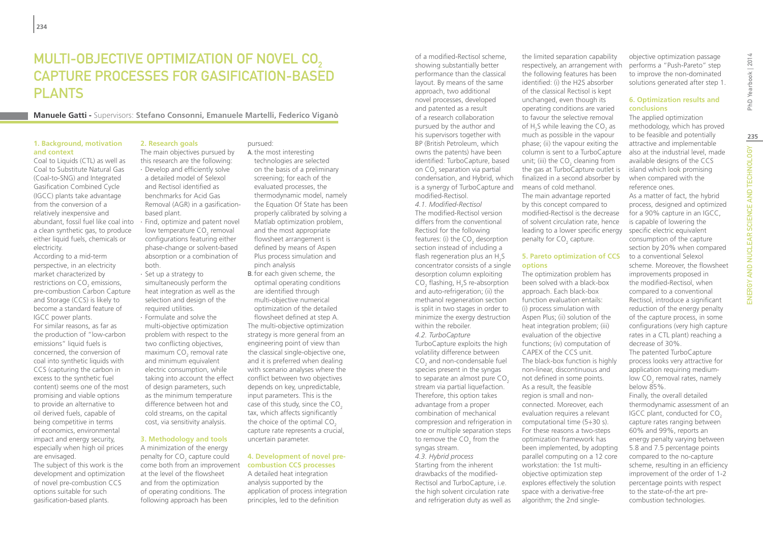# Multi-objective Optimization of Novel $CO_2$ Capture Processes for Gasification-based Plants

**Manuele Gatti** - Supervisors: **Stefano Consonni, Emanuele Martelli, Federico Viganò**

## 1. Background, motivation and context

Coal to Liquids (CTL) as well as Coal to Substitute Natural Gas (Coal-to-SNG) and Integrated Gasification Combined Cycle (IGCC) plants take advantage from the conversion of a relatively inexpensive and abundant, fossil fuel like coal into a clean synthetic gas, to produce either liquid fuels, chemicals or electricity.

According to a mid-term perspective, in an electricity market characterized by restrictions on $CO_2$ emissions, pre-combustion Carbon Capture and Storage (CCS) is likely to become a standard feature of IGCC power plants.

For similar reasons, as far as the production of "low-carbon emissions" liquid fuels is concerned, the conversion of coal into synthetic liquids with CCS (capturing the carbon in excess to the synthetic fuel content) seems one of the most promising and viable options to provide an alternative to oil derived fuels, capable of being competitive in terms of economics, environmental impact and energy security, especially when high oil prices are envisaged.

The subject of this work is the development and optimization of novel pre-combustion CCS options suitable for such gasification-based plants.

## 2. Research goals

The main objectives pursued by this research are the following:

- Develop and efficiently solve a detailed model of Selexol and Rectisol identified as benchmarks for Acid Gas Removal (AGR) in a gasification-based plant.
- Find, optimize and patent novel low temperature $CO_2$ removal configurations featuring either phase-change or solvent-based absorption or a combination of both.
- Set up a strategy to simultaneously perform the heat integration as well as the selection and design of the required utilities.
- Formulate and solve the multi-objective optimization problem with respect to the two conflicting objectives, maximum $CO_2$ removal rate and minimum equivalent electric consumption, while taking into account the effect of design parameters, such as the minimum temperature difference between hot and cold streams, on the capital cost, via sensitivity analysis.

## 3. Methodology and tools

A minimization of the energy penalty for $CO_2$ capture could come both from an improvement at the level of the flowsheet and from the optimization of operating conditions. The following approach has been pursued:

A. the most interesting technologies are selected on the basis of a preliminary screening; for each of the evaluated processes, the thermodynamic model, namely the Equation Of State has been properly calibrated by solving a Matlab optimization problem, and the most appropriate flowsheet arrangement is defined by means of Aspen Plus process simulation and pinch analysis

B. for each given scheme, the optimal operating conditions are identified through multi-objective numerical optimization of the detailed flowsheet defined at step A.

The multi-objective optimization strategy is more general from an engineering point of view than the classical single-objective one, and it is preferred when dealing with scenario analyses where the conflict between two objectives depends on key, unpredictable, input parameters. This is the case of this study, since the $CO_2$ tax, which affects significantly the choice of the optimal $CO_2$ capture rate represents a crucial, uncertain parameter.

## 4. Development of novel pre-combustion CCS processes

A detailed heat integration analysis supported by the application of process integration principles, led to the definition of a modified-Rectisol scheme, showing substantially better performance than the classical layout. By means of the same approach, two additional novel processes, developed and patented as a result of a research collaboration pursued by the author and his supervisors together with BP (British Petroleum, which owns the patents) have been identified: TurboCapture, based on $CO_2$ separation via partial condensation, and Hybrid, which is a synergy of TurboCapture and modified-Rectisol.

*4.1. Modified-Rectisol*

The modified-Rectisol version differs from the conventional Rectisol for the following features: (i) the $CO_2$ desorption section instead of including a flash regeneration plus an $H_2S$ concentrator consists of a single desorption column exploiting $CO_2$ flashing, $H_2S$ re-absorption and auto-refrigeration; (ii) the methanol regeneration section is split in two stages in order to minimize the exergy destruction within the reboiler.

*4.2. TurboCapture*

TurboCapture exploits the high volatility difference between $CO_2$ and non-condensable fuel species present in the syngas to separate an almost pure $CO_2$ stream via partial liquefaction. Therefore, this option takes advantage from a proper combination of mechanical compression and refrigeration in one or multiple separation steps to remove the $CO_2$ from the syngas stream.

*4.3. Hybrid process*

Starting from the inherent drawbacks of the modified-Rectisol and TurboCapture, i.e. the high solvent circulation rate and refrigeration duty as well as the limited separation capability respectively, an arrangement with the following features has been identified: (i) the H2S absorber of the classical Rectisol is kept unchanged, even though its operating conditions are varied to favour the selective removal of $H_2S$ while leaving the $CO_2$ as much as possible in the vapour phase; (ii) the vapour exiting the column is sent to a TurboCapture unit; (iii) the $CO_2$ cleaning from the gas at TurboCapture outlet is finalized in a second absorber by means of cold methanol.

The main advantage reported by this concept compared to modified-Rectisol is the decrease of solvent circulation rate, hence leading to a lower specific energy penalty for $CO_2$ capture.

## 5. Pareto optimization of CCS options

The optimization problem has been solved with a black-box approach. Each black-box function evaluation entails: (i) process simulation with Aspen Plus; (ii) solution of the heat integration problem; (iii) evaluation of the objective functions; (iv) computation of CAPEX of the CCS unit.

The black-box function is highly non-linear, discontinuous and not defined in some points. As a result, the feasible region is small and non-connected. Moreover, each evaluation requires a relevant computational time (5÷30 s). For these reasons a two-steps optimization framework has been implemented, by adopting parallel computing on a 12 core workstation: the 1st multi-objective optimization step explores effectively the solution space with a derivative-free algorithm; the 2nd single-objective optimization passage performs a "Push-Pareto" step to improve the non-dominated solutions generated after step 1.

## 6. Optimization results and conclusions

The applied optimization methodology, which has proved to be feasible and potentially attractive and implementable also at the industrial level, made available designs of the CCS island which look promising when compared with the reference ones.

As a matter of fact, the hybrid process, designed and optimized for a 90% capture in an IGCC, is capable of lowering the specific electric equivalent consumption of the capture section by 20% when compared to a conventional Selexol scheme. Moreover, the flowsheet improvements proposed in the modified-Rectisol, when compared to a conventional Rectisol, introduce a significant reduction of the energy penalty of the capture process, in some configurations (very high capture rates in a CTL plant) reaching a decrease of 30%.

The patented TurboCapture process looks very attractive for application requiring medium-low $CO_2$ removal rates, namely below 85%.

Finally, the overall detailed thermodynamic assessment of an IGCC plant, conducted for $CO_2$ capture rates ranging between 60% and 99%, reports an energy penalty varying between 5.8 and 7.5 percentage points compared to the no-capture scheme, resulting in an efficiency improvement of the order of 1-2 percentage points with respect to the state-of-the art pre-combustion technologies.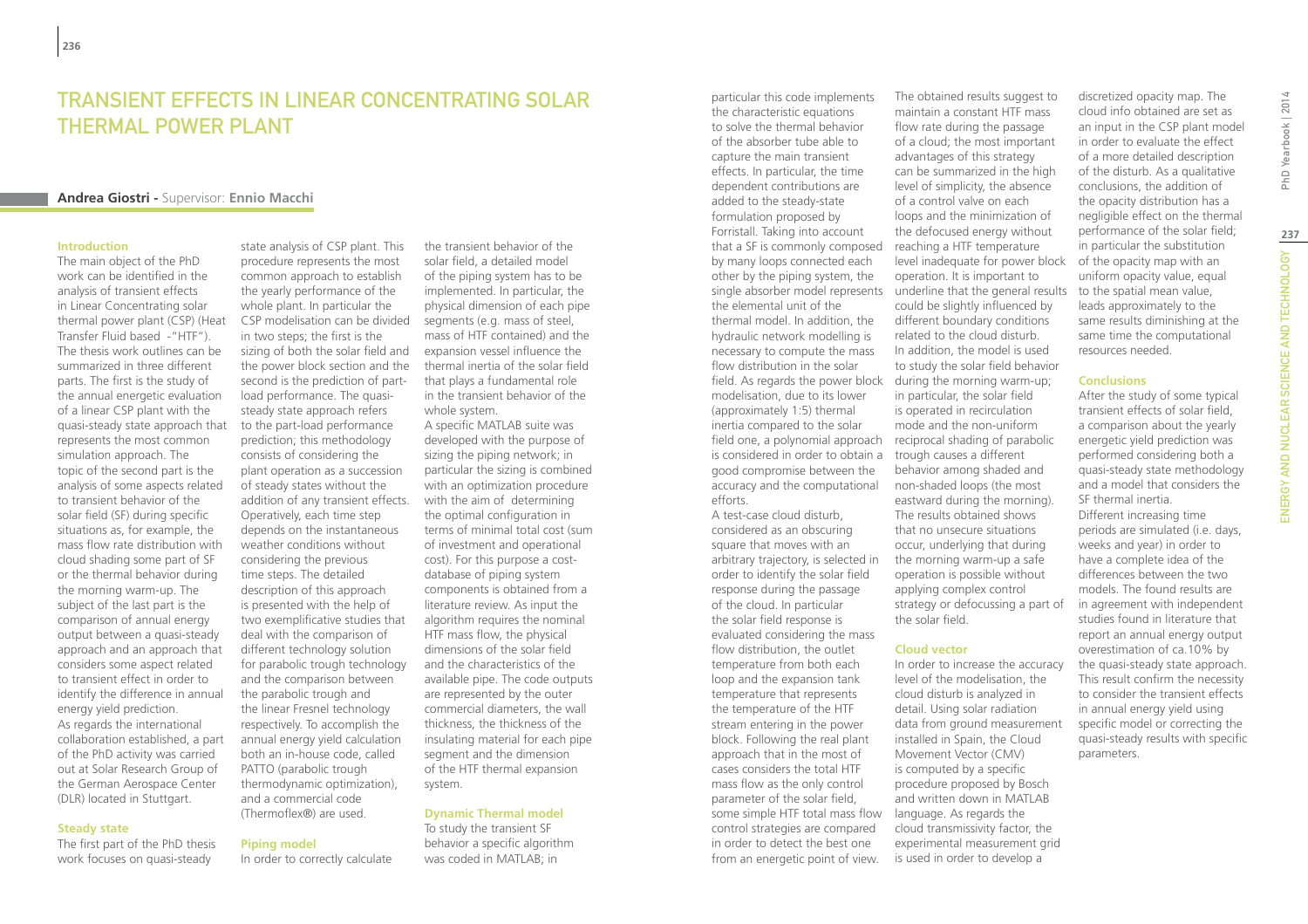# Transient Effects in Linear Concentrating Solar Thermal Power Plant

**Andrea Giostri** - Supervisor: **Ennio Macchi**

## Introduction

The main object of the PhD work can be identified in the analysis of transient effects in Linear Concentrating solar thermal power plant (CSP) (Heat Transfer Fluid based -"HTF"). The thesis work outlines can be summarized in three different parts. The first is the study of the annual energetic evaluation of a linear CSP plant with the quasi-steady state approach that represents the most common simulation approach. The topic of the second part is the analysis of some aspects related to transient behavior of the solar field (SF) during specific situations as, for example, the mass flow rate distribution with cloud shading some part of SF or the thermal behavior during the morning warm-up. The subject of the last part is the comparison of annual energy output between a quasi-steady approach and an approach that considers some aspect related to transient effect in order to identify the difference in annual energy yield prediction.

As regards the international collaboration established, a part of the PhD activity was carried out at Solar Research Group of the German Aerospace Center (DLR) located in Stuttgart.

## Steady state

The first part of the PhD thesis work focuses on quasi-steady state analysis of CSP plant. This procedure represents the most common approach to establish the yearly performance of the whole plant. In particular the CSP modelisation can be divided in two steps; the first is the sizing of both the solar field and the power block section and the second is the prediction of part-load performance. The quasi-steady state approach refers to the part-load performance prediction; this methodology consists of considering the plant operation as a succession of steady states without the addition of any transient effects. Operatively, each time step depends on the instantaneous weather conditions without considering the previous time steps. The detailed description of this approach is presented with the help of two exemplificative studies that deal with the comparison of different technology solution for parabolic trough technology and the comparison between the parabolic trough and the linear Fresnel technology respectively. To accomplish the annual energy yield calculation both an in-house code, called PATTO (parabolic trough thermodynamic optimization), and a commercial code (Thermoflex®) are used.

## Piping model

In order to correctly calculate the transient behavior of the solar field, a detailed model of the piping system has to be implemented. In particular, the physical dimension of each pipe segments (e.g. mass of steel, mass of HTF contained) and the expansion vessel influence the thermal inertia of the solar field that plays a fundamental role in the transient behavior of the whole system.

A specific MATLAB suite was developed with the purpose of sizing the piping network; in particular the sizing is combined with an optimization procedure with the aim of determining the optimal configuration in terms of minimal total cost (sum of investment and operational cost). For this purpose a cost-database of piping system components is obtained from a literature review. As input the algorithm requires the nominal HTF mass flow, the physical dimensions of the solar field and the characteristics of the available pipe. The code outputs are represented by the outer commercial diameters, the wall thickness, the thickness of the insulating material for each pipe segment and the dimension of the HTF thermal expansion system.

## Dynamic Thermal model

To study the transient SF behavior a specific algorithm was coded in MATLAB; in particular this code implements the characteristic equations to solve the thermal behavior of the absorber tube able to capture the main transient effects. In particular, the time dependent contributions are added to the steady-state formulation proposed by Forristall. Taking into account that a SF is commonly composed by many loops connected each other by the piping system, the single absorber model represents the elemental unit of the thermal model. In addition, the hydraulic network modelling is necessary to compute the mass flow distribution in the solar field. As regards the power block modelisation, due to its lower (approximately 1:5) thermal inertia compared to the solar field one, a polynomial approach is considered in order to obtain a good compromise between the accuracy and the computational efforts.

A test-case cloud disturb, considered as an obscuring square that moves with an arbitrary trajectory, is selected in order to identify the solar field response during the passage of the cloud. In particular the solar field response is evaluated considering the mass flow distribution, the outlet temperature from both each loop and the expansion tank temperature that represents the temperature of the HTF stream entering in the power block. Following the real plant approach that in the most of cases considers the total HTF mass flow as the only control parameter of the solar field, some simple HTF total mass flow control strategies are compared in order to detect the best one from an energetic point of view. The obtained results suggest to maintain a constant HTF mass flow rate during the passage of a cloud; the most important advantages of this strategy can be summarized in the high level of simplicity, the absence of a control valve on each loops and the minimization of the defocused energy without reaching a HTF temperature level inadequate for power block operation. It is important to underline that the general results could be slightly influenced by different boundary conditions related to the cloud disturb.

In addition, the model is used to study the solar field behavior during the morning warm-up; in particular, the solar field is operated in recirculation mode and the non-uniform reciprocal shading of parabolic trough causes a different behavior among shaded and non-shaded loops (the most eastward during the morning). The results obtained shows that no unsecure situations occur, underlying that during the morning warm-up a safe operation is possible without applying complex control strategy or defocussing a part of the solar field.

## Cloud vector

In order to increase the accuracy level of the modelisation, the cloud disturb is analyzed in detail. Using solar radiation data from ground measurement installed in Spain, the Cloud Movement Vector (CMV) is computed by a specific procedure proposed by Bosch and written down in MATLAB language. As regards the cloud transmissivity factor, the experimental measurement grid is used in order to develop a discretized opacity map. The cloud info obtained are set as an input in the CSP plant model in order to evaluate the effect of a more detailed description of the disturb. As a qualitative conclusions, the addition of the opacity distribution has a negligible effect on the thermal performance of the solar field; in particular the substitution of the opacity map with an uniform opacity value, equal to the spatial mean value, leads approximately to the same results diminishing at the same time the computational resources needed.

## Conclusions

After the study of some typical transient effects of solar field, a comparison about the yearly energetic yield prediction was performed considering both a quasi-steady state methodology and a model that considers the SF thermal inertia.

Different increasing time periods are simulated (i.e. days, weeks and year) in order to have a complete idea of the differences between the two models. The found results are in agreement with independent studies found in literature that report an annual energy output overestimation of ca.10% by the quasi-steady state approach. This result confirm the necessity to consider the transient effects in annual energy yield using specific model or correcting the quasi-steady results with specific parameters.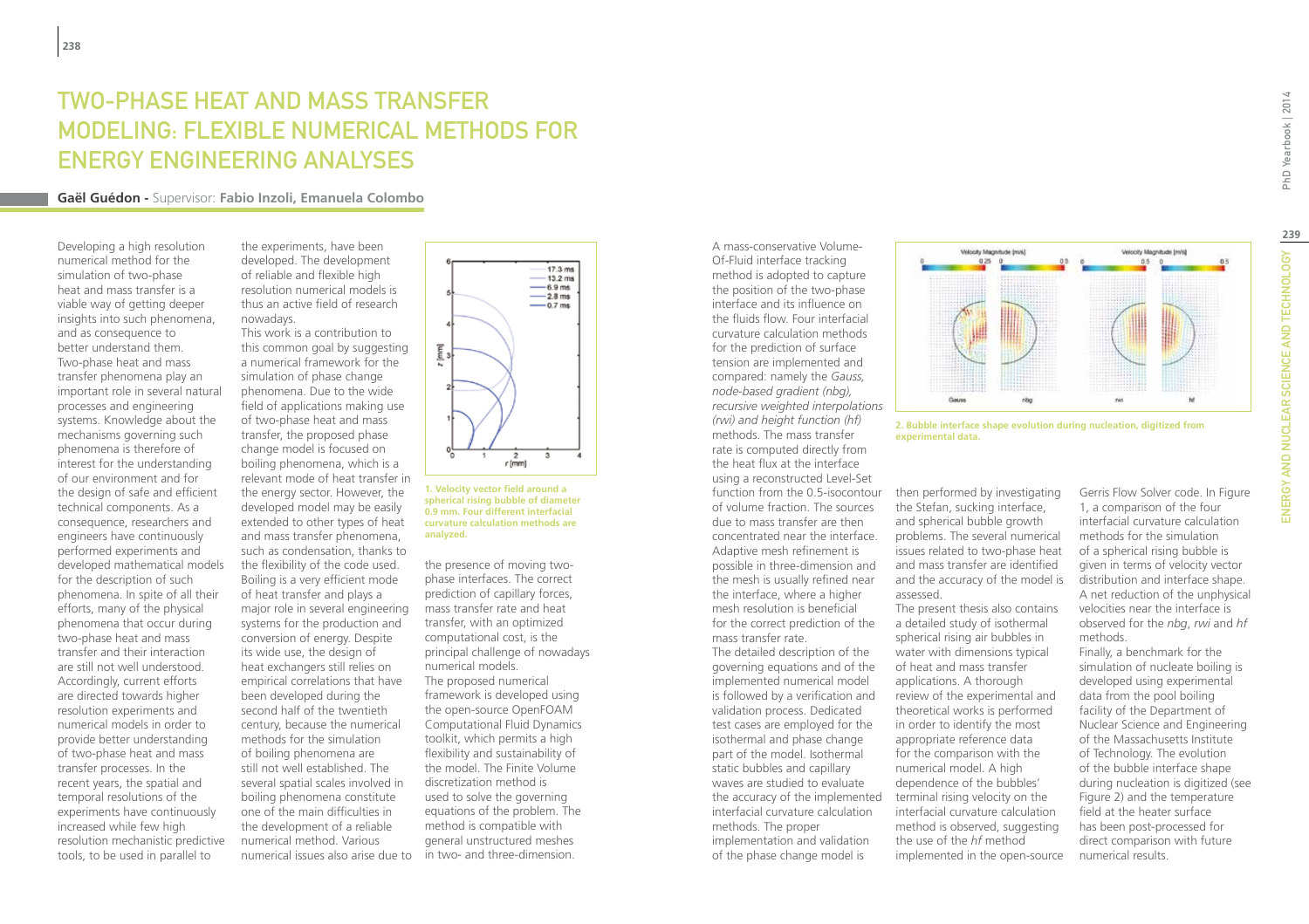# TWO-PHASE HEAT AND MASS TRANSFER MODELING: FLEXIBLE NUMERICAL METHODS FOR ENERGY ENGINEERING ANALYSES

**Gaël Guédon -** Supervisor: **Fabio Inzoli, Emanuela Colombo**

Developing a high resolution numerical method for the simulation of two-phase heat and mass transfer is a viable way of getting deeper insights into such phenomena, and as consequence to better understand them. Two-phase heat and mass transfer phenomena play an important role in several natural processes and engineering systems. Knowledge about the mechanisms governing such phenomena is therefore of interest for the understanding of our environment and for the design of safe and efficient technical components. As a consequence, researchers and engineers have continuously performed experiments and developed mathematical models for the description of such phenomena. In spite of all their efforts, many of the physical phenomena that occur during two-phase heat and mass transfer and their interaction are still not well understood. Accordingly, current efforts are directed towards higher resolution experiments and numerical models in order to provide better understanding of two-phase heat and mass transfer processes. In the recent years, the spatial and temporal resolutions of the experiments have continuously increased while few high resolution mechanistic predictive tools, to be used in parallel to the experiments, have been developed. The development of reliable and flexible high resolution numerical models is thus an active field of research nowadays.

This work is a contribution to this common goal by suggesting a numerical framework for the simulation of phase change phenomena. Due to the wide field of applications making use of two-phase heat and mass transfer, the proposed phase change model is focused on boiling phenomena, which is a relevant mode of heat transfer in the energy sector. However, the developed model may be easily extended to other types of heat and mass transfer phenomena, such as condensation, thanks to the flexibility of the code used. Boiling is a very efficient mode of heat transfer and plays a major role in several engineering systems for the production and conversion of energy. Despite its wide use, the design of heat exchangers still relies on empirical correlations that have been developed during the second half of the twentieth century, because the numerical methods for the simulation of boiling phenomena are still not well established. The several spatial scales involved in boiling phenomena constitute one of the main difficulties in the development of a reliable numerical method. Various numerical issues also arise due to the presence of moving two-phase interfaces. The correct prediction of capillary forces, mass transfer rate and heat transfer, with an optimized computational cost, is the principal challenge of nowadays numerical models.

1. Velocity vector field around a spherical rising bubble of diameter 0.9 mm. Four different interfacial curvature calculation methods are analyzed.

The proposed numerical framework is developed using the open-source OpenFOAM Computational Fluid Dynamics toolkit, which permits a high flexibility and sustainability of the model. The Finite Volume discretization method is used to solve the governing equations of the problem. The method is compatible with general unstructured meshes in two- and three-dimension.

A mass-conservative Volume-Of-Fluid interface tracking method is adopted to capture the position of the two-phase interface and its influence on the fluids flow. Four interfacial curvature calculation methods for the prediction of surface tension are implemented and compared: namely the *Gauss, node-based gradient (nbg), recursive weighted interpolations (rwi) and height function (hf)* methods. The mass transfer rate is computed directly from the heat flux at the interface using a reconstructed Level-Set function from the 0.5-isocontour of volume fraction. The sources due to mass transfer are then concentrated near the interface. Adaptive mesh refinement is possible in three-dimension and the mesh is usually refined near the interface, where a higher mesh resolution is beneficial for the correct prediction of the mass transfer rate.

The detailed description of the governing equations and of the implemented numerical model is followed by a verification and validation process. Dedicated test cases are employed for the isothermal and phase change part of the model. Isothermal static bubbles and capillary waves are studied to evaluate the accuracy of the implemented interfacial curvature calculation methods. The proper implementation and validation of the phase change model is then performed by investigating the Stefan, sucking interface, and spherical bubble growth problems. The several numerical issues related to two-phase heat and mass transfer are identified and the accuracy of the model is assessed.

2. Bubble interface shape evolution during nucleation, digitized from experimental data.

The present thesis also contains a detailed study of isothermal spherical rising air bubbles in water with dimensions typical of heat and mass transfer applications. A thorough review of the experimental and theoretical works is performed in order to identify the most appropriate reference data for the comparison with the numerical model. A high dependence of the bubbles' terminal rising velocity on the interfacial curvature calculation method is observed, suggesting the use of the *hf* method implemented in the open-source Gerris Flow Solver code. In Figure 1, a comparison of the four interfacial curvature calculation methods for the simulation of a spherical rising bubble is given in terms of velocity vector distribution and interface shape. A net reduction of the unphysical velocities near the interface is observed for the *nbg*, *rwi* and *hf* methods.

Finally, a benchmark for the simulation of nucleate boiling is developed using experimental data from the pool boiling facility of the Department of Nuclear Science and Engineering of the Massachusetts Institute of Technology. The evolution of the bubble interface shape during nucleation is digitized (see Figure 2) and the temperature field at the heater surface has been post-processed for direct comparison with future numerical results.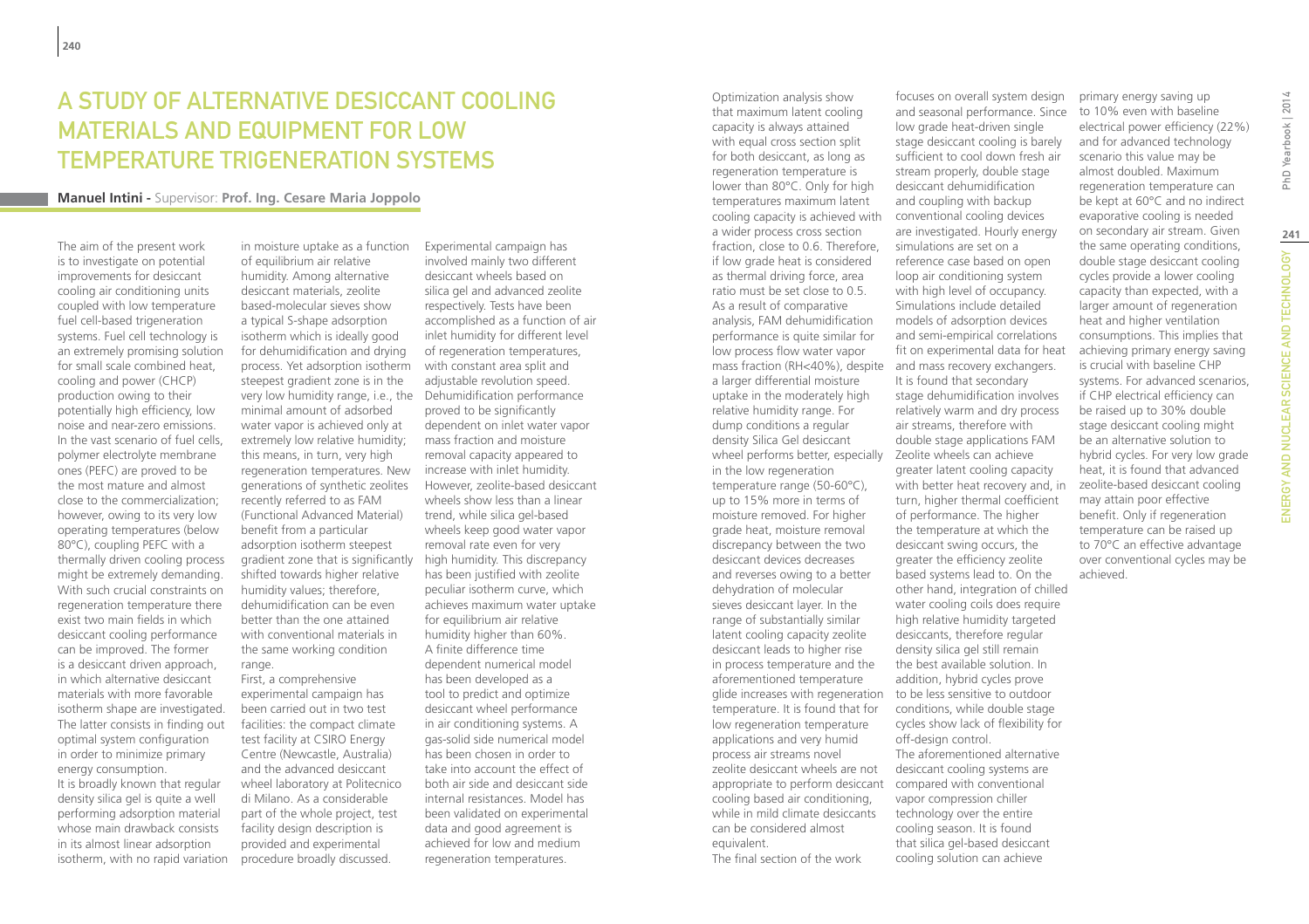# A STUDY OF ALTERNATIVE DESICCANT COOLING MATERIALS AND EQUIPMENT FOR LOW TEMPERATURE TRIGENERATION SYSTEMS

**Manuel Intini -** Supervisor: **Prof. Ing. Cesare Maria Joppolo**

The aim of the present work is to investigate on potential improvements for desiccant cooling air conditioning units coupled with low temperature fuel cell-based trigeneration systems. Fuel cell technology is an extremely promising solution for small scale combined heat, cooling and power (CHCP) production owing to their potentially high efficiency, low noise and near-zero emissions. In the vast scenario of fuel cells, polymer electrolyte membrane ones (PEFC) are proved to be the most mature and almost close to the commercialization; however, owing to its very low operating temperatures (below 80°C), coupling PEFC with a thermally driven cooling process might be extremely demanding. With such crucial constraints on regeneration temperature there exist two main fields in which desiccant cooling performance can be improved. The former is a desiccant driven approach, in which alternative desiccant materials with more favorable isotherm shape are investigated. The latter consists in finding out optimal system configuration in order to minimize primary energy consumption.

It is broadly known that regular density silica gel is quite a well performing adsorption material whose main drawback consists in its almost linear adsorption isotherm, with no rapid variation in moisture uptake as a function of equilibrium air relative humidity. Among alternative desiccant materials, zeolite based-molecular sieves show a typical S-shape adsorption isotherm which is ideally good for dehumidification and drying process. Yet adsorption isotherm steepest gradient zone is in the very low humidity range, i.e., the minimal amount of adsorbed water vapor is achieved only at extremely low relative humidity; this means, in turn, very high regeneration temperatures. New generations of synthetic zeolites recently referred to as FAM (Functional Advanced Material) benefit from a particular adsorption isotherm steepest gradient zone that is significantly shifted towards higher relative humidity values; therefore, dehumidification can be even better than the one attained with conventional materials in the same working condition range.

First, a comprehensive experimental campaign has been carried out in two test facilities: the compact climate test facility at CSIRO Energy Centre (Newcastle, Australia) and the advanced desiccant wheel laboratory at Politecnico di Milano. As a considerable part of the whole project, test facility design description is provided and experimental procedure broadly discussed.

Experimental campaign has involved mainly two different desiccant wheels based on silica gel and advanced zeolite respectively. Tests have been accomplished as a function of air inlet humidity for different level of regeneration temperatures, with constant area split and adjustable revolution speed. Dehumidification performance proved to be significantly dependent on inlet water vapor mass fraction and moisture removal capacity appeared to increase with inlet humidity. However, zeolite-based desiccant wheels show less than a linear trend, while silica gel-based wheels keep good water vapor removal rate even for very high humidity. This discrepancy has been justified with zeolite peculiar isotherm curve, which achieves maximum water uptake for equilibrium air relative humidity higher than 60%.

A finite difference time dependent numerical model has been developed as a tool to predict and optimize desiccant wheel performance in air conditioning systems. A gas-solid side numerical model has been chosen in order to take into account the effect of both air side and desiccant side internal resistances. Model has been validated on experimental data and good agreement is achieved for low and medium regeneration temperatures.

Optimization analysis show that maximum latent cooling capacity is always attained with equal cross section split for both desiccant, as long as regeneration temperature is lower than 80°C. Only for high temperatures maximum latent cooling capacity is achieved with a wider process cross section fraction, close to 0.6. Therefore, if low grade heat is considered as thermal driving force, area ratio must be set close to 0.5.

As a result of comparative analysis, FAM dehumidification performance is quite similar for low process flow water vapor mass fraction (RH<40%), despite a larger differential moisture uptake in the moderately high relative humidity range. For dump conditions a regular density Silica Gel desiccant wheel performs better, especially in the low regeneration temperature range (50-60°C), up to 15% more in terms of moisture removed. For higher grade heat, moisture removal discrepancy between the two desiccant devices decreases and reverses owing to a better dehydration of molecular sieves desiccant layer. In the range of substantially similar latent cooling capacity zeolite desiccant leads to higher rise in process temperature and the aforementioned temperature glide increases with regeneration temperature. It is found that for low regeneration temperature applications and very humid process air streams novel zeolite desiccant wheels are not appropriate to perform desiccant cooling based air conditioning, while in mild climate desiccants can be considered almost equivalent.

The final section of the work focuses on overall system design and seasonal performance. Since low grade heat-driven single stage desiccant cooling is barely sufficient to cool down fresh air stream properly, double stage desiccant dehumidification and coupling with backup conventional cooling devices are investigated. Hourly energy simulations are set on a reference case based on open loop air conditioning system with high level of occupancy. Simulations include detailed models of adsorption devices and semi-empirical correlations fit on experimental data for heat and mass recovery exchangers. It is found that secondary stage dehumidification involves relatively warm and dry process air streams, therefore with double stage applications FAM Zeolite wheels can achieve greater latent cooling capacity with better heat recovery and, in turn, higher thermal coefficient of performance. The higher the temperature at which the desiccant swing occurs, the greater the efficiency zeolite based systems lead to. On the other hand, integration of chilled water cooling coils does require high relative humidity targeted desiccants, therefore regular density silica gel still remain the best available solution. In addition, hybrid cycles prove to be less sensitive to outdoor conditions, while double stage cycles show lack of flexibility for off-design control.

The aforementioned alternative desiccant cooling systems are compared with conventional vapor compression chiller technology over the entire cooling season. It is found that silica gel-based desiccant cooling solution can achieve primary energy saving up to 10% even with baseline electrical power efficiency (22%) and for advanced technology scenario this value may be almost doubled. Maximum regeneration temperature can be kept at 60°C and no indirect evaporative cooling is needed on secondary air stream. Given the same operating conditions, double stage desiccant cooling cycles provide a lower cooling capacity than expected, with a larger amount of regeneration heat and higher ventilation consumptions. This implies that achieving primary energy saving is crucial with baseline CHP systems. For advanced scenarios, if CHP electrical efficiency can be raised up to 30% double stage desiccant cooling might be an alternative solution to hybrid cycles. For very low grade heat, it is found that advanced zeolite-based desiccant cooling may attain poor effective benefit. Only if regeneration temperature can be raised up to 70°C an effective advantage over conventional cycles may be achieved.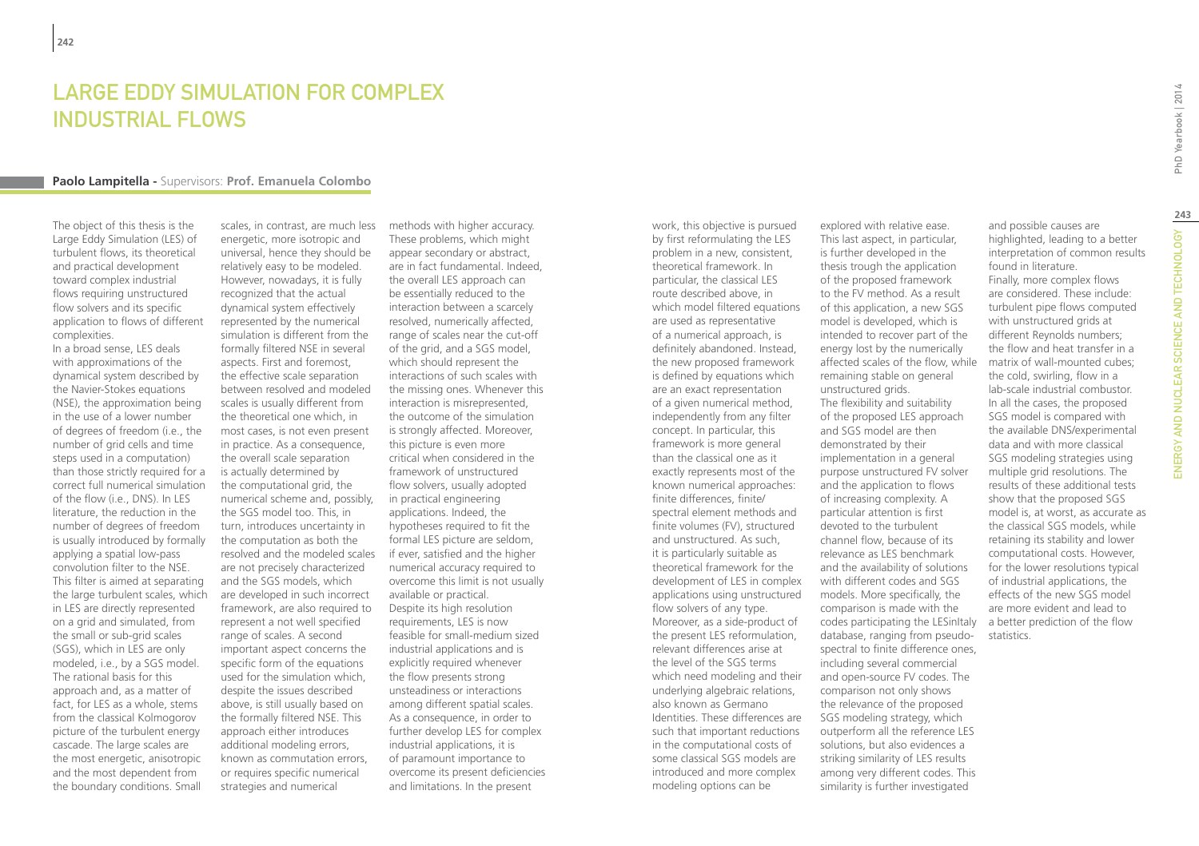# LARGE EDDY SIMULATION FOR COMPLEX INDUSTRIAL FLOWS

**Paolo Lampitella** - Supervisors: **Prof. Emanuela Colombo**

The object of this thesis is the Large Eddy Simulation (LES) of turbulent flows, its theoretical and practical development toward complex industrial flows requiring unstructured flow solvers and its specific application to flows of different complexities.

In a broad sense, LES deals with approximations of the dynamical system described by the Navier-Stokes equations (NSE), the approximation being in the use of a lower number of degrees of freedom (i.e., the number of grid cells and time steps used in a computation) than those strictly required for a correct full numerical simulation of the flow (i.e., DNS). In LES literature, the reduction in the number of degrees of freedom is usually introduced by formally applying a spatial low-pass convolution filter to the NSE. This filter is aimed at separating the large turbulent scales, which in LES are directly represented on a grid and simulated, from the small or sub-grid scales (SGS), which in LES are only modeled, i.e., by a SGS model. The rational basis for this approach and, as a matter of fact, for LES as a whole, stems from the classical Kolmogorov picture of the turbulent energy cascade. The large scales are the most energetic, anisotropic and the most dependent from the boundary conditions. Small scales, in contrast, are much less energetic, more isotropic and universal, hence they should be relatively easy to be modeled. However, nowadays, it is fully recognized that the actual dynamical system effectively represented by the numerical simulation is different from the formally filtered NSE in several aspects. First and foremost, the effective scale separation between resolved and modeled scales is usually different from the theoretical one which, in most cases, is not even present in practice. As a consequence, the overall scale separation is actually determined by the computational grid, the numerical scheme and, possibly, the SGS model too. This, in turn, introduces uncertainty in the computation as both the resolved and the modeled scales are not precisely characterized and the SGS models, which are developed in such incorrect framework, are also required to represent a not well specified range of scales. A second important aspect concerns the specific form of the equations used for the simulation which, despite the issues described above, is still usually based on the formally filtered NSE. This approach either introduces additional modeling errors, known as commutation errors, or requires specific numerical strategies and numerical methods with higher accuracy. These problems, which might appear secondary or abstract, are in fact fundamental. Indeed, the overall LES approach can be essentially reduced to the interaction between a scarcely resolved, numerically affected, range of scales near the cut-off of the grid, and a SGS model, which should represent the interactions of such scales with the missing ones. Whenever this interaction is misrepresented, the outcome of the simulation is strongly affected. Moreover, this picture is even more critical when considered in the framework of unstructured flow solvers, usually adopted in practical engineering applications. Indeed, the hypotheses required to fit the formal LES picture are seldom, if ever, satisfied and the higher numerical accuracy required to overcome this limit is not usually available or practical. Despite its high resolution requirements, LES is now feasible for small-medium sized industrial applications and is explicitly required whenever the flow presents strong unsteadiness or interactions among different spatial scales. As a consequence, in order to further develop LES for complex industrial applications, it is of paramount importance to overcome its present deficiencies and limitations. In the present work, this objective is pursued by first reformulating the LES problem in a new, consistent, theoretical framework. In particular, the classical LES route described above, in which model filtered equations are used as representative of a numerical approach, is definitely abandoned. Instead, the new proposed framework is defined by equations which are an exact representation of a given numerical method, independently from any filter concept. In particular, this framework is more general than the classical one as it exactly represents most of the known numerical approaches: finite differences, finite/spectral element methods and finite volumes (FV), structured and unstructured. As such, it is particularly suitable as theoretical framework for the development of LES in complex applications using unstructured flow solvers of any type. Moreover, as a side-product of the present LES reformulation, relevant differences arise at the level of the SGS terms which need modeling and their underlying algebraic relations, also known as Germano Identities. These differences are such that important reductions in the computational costs of some classical SGS models are introduced and more complex modeling options can be explored with relative ease. This last aspect, in particular, is further developed in the thesis trough the application of the proposed framework to the FV method. As a result of this application, a new SGS model is developed, which is intended to recover part of the energy lost by the numerically affected scales of the flow, while remaining stable on general unstructured grids.

The flexibility and suitability of the proposed LES approach and SGS model are then demonstrated by their implementation in a general purpose unstructured FV solver and the application to flows of increasing complexity. A particular attention is first devoted to the turbulent channel flow, because of its relevance as LES benchmark and the availability of solutions with different codes and SGS models. More specifically, the comparison is made with the codes participating the LESinItaly database, ranging from pseudo-spectral to finite difference ones, including several commercial and open-source FV codes. The comparison not only shows the relevance of the proposed SGS modeling strategy, which outperform all the reference LES solutions, but also evidences a striking similarity of LES results among very different codes. This similarity is further investigated and possible causes are highlighted, leading to a better interpretation of common results found in literature.

Finally, more complex flows are considered. These include: turbulent pipe flows computed with unstructured grids at different Reynolds numbers; the flow and heat transfer in a matrix of wall-mounted cubes; the cold, swirling, flow in a lab-scale industrial combustor. In all the cases, the proposed SGS model is compared with the available DNS/experimental data and with more classical SGS modeling strategies using multiple grid resolutions. The results of these additional tests show that the proposed SGS model is, at worst, as accurate as the classical SGS models, while retaining its stability and lower computational costs. However, for the lower resolutions typical of industrial applications, the effects of the new SGS model are more evident and lead to a better prediction of the flow statistics.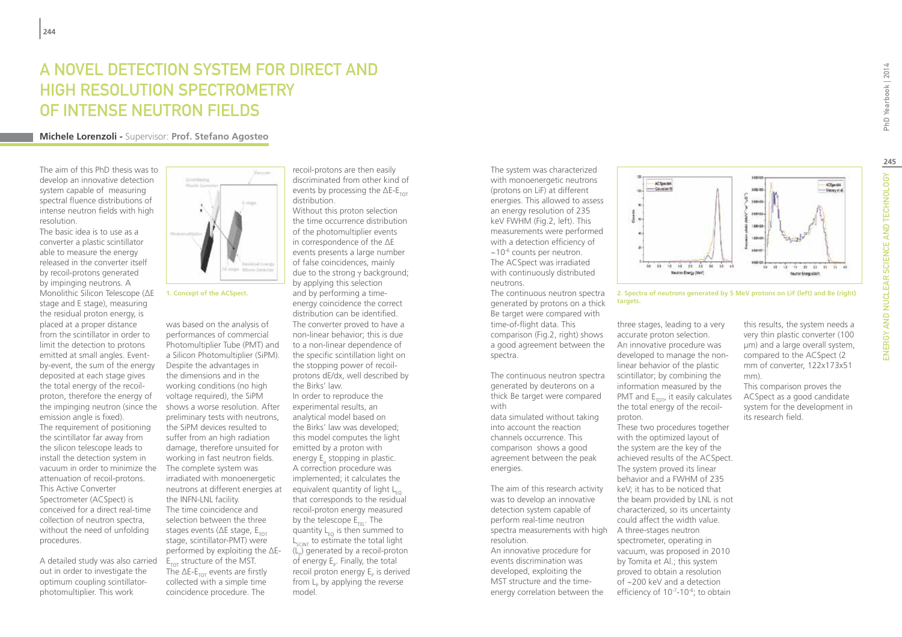# A NOVEL DETECTION SYSTEM FOR DIRECT AND HIGH RESOLUTION SPECTROMETRY OF INTENSE NEUTRON FIELDS

**Michele Lorenzoli -** Supervisor: **Prof. Stefano Agosteo**

The aim of this PhD thesis was to develop an innovative detection system capable of measuring spectral fluence distributions of intense neutron fields with high resolution.

The basic idea is to use as a converter a plastic scintillator able to measure the energy released in the converter itself by recoil-protons generated by impinging neutrons. A Monolithic Silicon Telescope (ΔE stage and E stage), measuring the residual proton energy, is placed at a proper distance from the scintillator in order to limit the detection to protons emitted at small angles. Event-by-event, the sum of the energy deposited at each stage gives the total energy of the recoil-proton, therefore the energy of the impinging neutron (since the emission angle is fixed).

The requirement of positioning the scintillator far away from the silicon telescope leads to install the detection system in vacuum in order to minimize the attenuation of recoil-protons. This Active Converter Spectrometer (ACSpect) is conceived for a direct real-time collection of neutron spectra, without the need of unfolding procedures.

A detailed study was also carried out in order to investigate the optimum coupling scintillator-photomultiplier. This work was based on the analysis of performances of commercial Photomultiplier Tube (PMT) and a Silicon Photomultiplier (SiPM). Despite the advantages in the dimensions and in the working conditions (no high voltage required), the SiPM shows a worse resolution. After preliminary tests with neutrons, the SiPM devices resulted to suffer from an high radiation damage, therefore unsuited for working in fast neutron fields.

1. Concept of the ACSpect.

The complete system was irradiated with monoenergetic neutrons at different energies at the INFN-LNL facility.

The time coincidence and selection between the three stages events (ΔE stage, $E_{TOT}$ stage, scintillator-PMT) were performed by exploiting the ΔE-$E_{TOT}$ structure of the MST. The ΔE-$E_{TOT}$ events are firstly collected with a simple time coincidence procedure. The recoil-protons are then easily discriminated from other kind of events by processing the ΔE-$E_{TOT}$ distribution.

Without this proton selection the time occurrence distribution of the photomultiplier events in correspondence of the ΔE events presents a large number of false coincidences, mainly due to the strong γ background; by applying this selection and by performing a time-energy coincidence the correct distribution can be identified.

The converter proved to have a non-linear behavior; this is due to a non-linear dependence of the specific scintillation light on the stopping power of recoil-protons dE/dx, well described by the Birks' law.

In order to reproduce the experimental results, an analytical model based on the Birks' law was developed; this model computes the light emitted by a proton with energy $E_p$ stopping in plastic. A correction procedure was implemented; it calculates the equivalent quantity of light $L_{EQ}$ that corresponds to the residual recoil-proton energy measured by the telescope $E_{TEL}$. The quantity $L_{EQ}$ is then summed to $L_{SCINT}$ to estimate the total light ($L_p$) generated by a recoil-proton of energy $E_p$. Finally, the total recoil proton energy $E_p$ is derived from $L_p$ by applying the reverse model.

The system was characterized with monoenergetic neutrons (protons on LiF) at different energies. This allowed to assess an energy resolution of 235 keV FWHM (Fig.2, left). This measurements were performed with a detection efficiency of ~$10^{-6}$ counts per neutron.

The ACSpect was irradiated with continuously distributed neutrons.

The continuous neutron spectra generated by protons on a thick Be target were compared with time-of-flight data. This comparison (Fig.2, right) shows a good agreement between the spectra.

The continuous neutron spectra generated by deuterons on a thick Be target were compared with data simulated without taking into account the reaction channels occurrence. This comparison shows a good agreement between the peak energies.

The aim of this research activity was to develop an innovative detection system capable of perform real-time neutron spectra measurements with high resolution.

An innovative procedure for events discrimination was developed, exploiting the MST structure and the time-energy correlation between the three stages, leading to a very accurate proton selection.

An innovative procedure was developed to manage the non-linear behavior of the plastic scintillator; by combining the information measured by the PMT and $E_{TOT}$, it easily calculates the total energy of the recoil-proton.

These two procedures together with the optimized layout of the system are the key of the achieved results of the ACSpect.

The system proved its linear behavior and a FWHM of 235 keV; it has to be noticed that the beam provided by LNL is not characterized, so its uncertainty could affect the width value.

A three-stages neutron spectrometer, operating in vacuum, was proposed in 2010 by Tomita et Al.; this system proved to obtain a resolution of ~200 keV and a detection efficiency of $10^{-7}$-$10^{-6}$; to obtain this results, the system needs a very thin plastic converter (100 μm) and a large overall system, compared to the ACSpect (2 mm of converter, 122x173x51 mm).

This comparison proves the ACSpect as a good candidate system for the development in its research field.

2. Spectra of neutrons generated by 5 MeV protons on LiF (left) and Be (right) targets.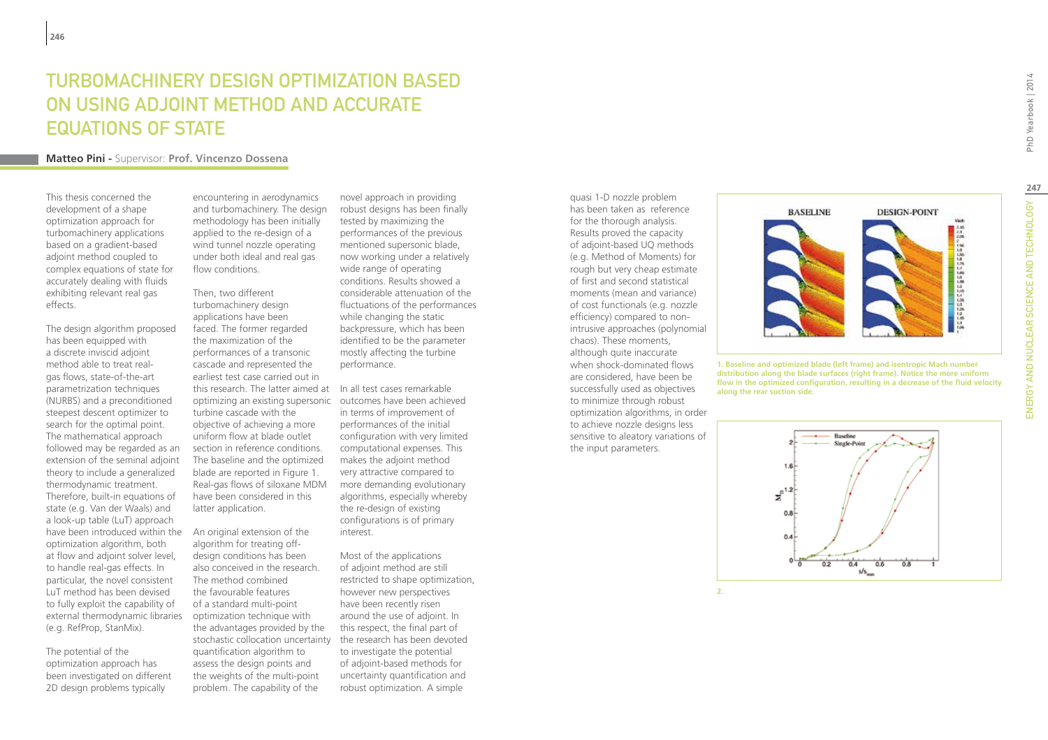# TURBOMACHINERY DESIGN OPTIMIZATION BASED ON USING ADJOINT METHOD AND ACCURATE EQUATIONS OF STATE

**Matteo Pini -** Supervisor: **Prof. Vincenzo Dossena**

This thesis concerned the development of a shape optimization approach for turbomachinery applications based on a gradient-based adjoint method coupled to complex equations of state for accurately dealing with fluids exhibiting relevant real gas effects.

The design algorithm proposed has been equipped with a discrete inviscid adjoint method able to treat real-gas flows, state-of-the-art parametrization techniques (NURBS) and a preconditioned steepest descent optimizer to search for the optimal point. The mathematical approach followed may be regarded as an extension of the seminal adjoint theory to include a generalized thermodynamic treatment. Therefore, built-in equations of state (e.g. Van der Waals) and a look-up table (LuT) approach have been introduced within the optimization algorithm, both at flow and adjoint solver level, to handle real-gas effects. In particular, the novel consistent LuT method has been devised to fully exploit the capability of external thermodynamic libraries (e.g. RefProp, StanMix).

The potential of the optimization approach has been investigated on different 2D design problems typically encountering in aerodynamics and turbomachinery. The design methodology has been initially applied to the re-design of a wind tunnel nozzle operating under both ideal and real gas flow conditions.

Then, two different turbomachinery design applications have been faced. The former regarded the maximization of the performances of a transonic cascade and represented the earliest test case carried out in this research. The latter aimed at optimizing an existing supersonic turbine cascade with the objective of achieving a more uniform flow at blade outlet section in reference conditions. The baseline and the optimized blade are reported in Figure 1. Real-gas flows of siloxane MDM have been considered in this latter application.

An original extension of the algorithm for treating off-design conditions has been also conceived in the research. The method combined the favourable features of a standard multi-point optimization technique with the advantages provided by the stochastic collocation uncertainty quantification algorithm to assess the design points and the weights of the multi-point problem. The capability of the novel approach in providing robust designs has been finally tested by maximizing the performances of the previous mentioned supersonic blade, now working under a relatively wide range of operating conditions. Results showed a considerable attenuation of the fluctuations of the performances while changing the static backpressure, which has been identified to be the parameter mostly affecting the turbine performance.

In all test cases remarkable outcomes have been achieved in terms of improvement of performances of the initial configuration with very limited computational expenses. This makes the adjoint method very attractive compared to more demanding evolutionary algorithms, especially whereby the re-design of existing configurations is of primary interest.

Most of the applications of adjoint method are still restricted to shape optimization, however new perspectives have been recently risen around the use of adjoint. In this respect, the final part of the research has been devoted to investigate the potential of adjoint-based methods for uncertainty quantification and robust optimization. A simple quasi 1-D nozzle problem has been taken as reference for the thorough analysis. Results proved the capacity of adjoint-based UQ methods (e.g. Method of Moments) for rough but very cheap estimate of first and second statistical moments (mean and variance) of cost functionals (e.g. nozzle efficiency) compared to non-intrusive approaches (polynomial chaos). These moments, although quite inaccurate when shock-dominated flows are considered, have been be successfully used as objectives to minimize through robust optimization algorithms, in order to achieve nozzle designs less sensitive to aleatory variations of the input parameters.

1. Baseline and optimized blade (left frame) and isentropic Mach number distribution along the blade surfaces (right frame). Notice the more uniform flow in the optimized configuration, resulting in a decrease of the fluid velocity along the rear suction side.

2.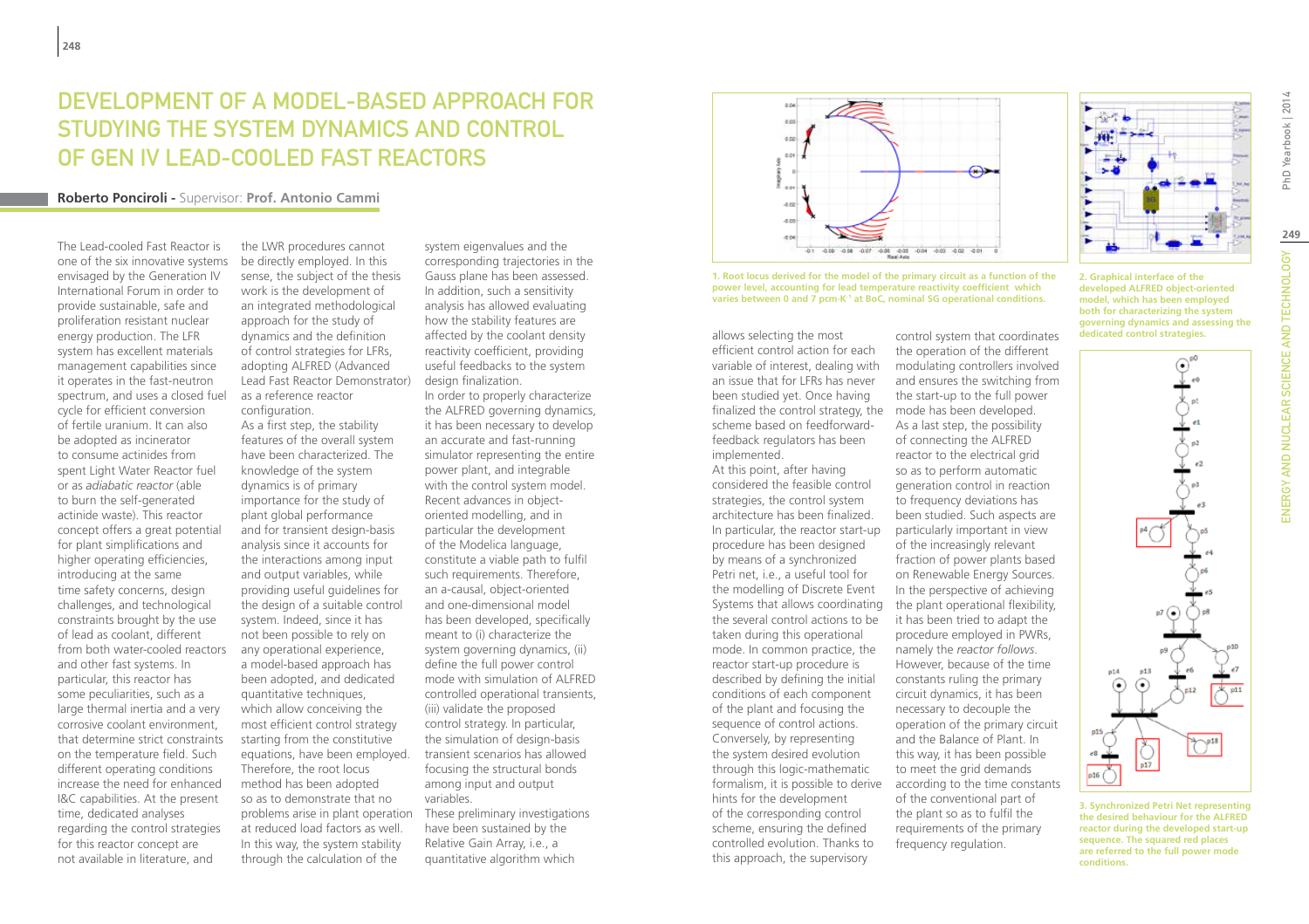# DEVELOPMENT OF A MODEL-BASED APPROACH FOR STUDYING THE SYSTEM DYNAMICS AND CONTROL OF GEN IV LEAD-COOLED FAST REACTORS

**Roberto Ponciroli -** Supervisor: **Prof. Antonio Cammi**

The Lead-cooled Fast Reactor is one of the six innovative systems envisaged by the Generation IV International Forum in order to provide sustainable, safe and proliferation resistant nuclear energy production. The LFR system has excellent materials management capabilities since it operates in the fast-neutron spectrum, and uses a closed fuel cycle for efficient conversion of fertile uranium. It can also be adopted as incinerator to consume actinides from spent Light Water Reactor fuel or as *adiabatic reactor* (able to burn the self-generated actinide waste). This reactor concept offers a great potential for plant simplifications and higher operating efficiencies, introducing at the same time safety concerns, design challenges, and technological constraints brought by the use of lead as coolant, different from both water-cooled reactors and other fast systems. In particular, this reactor has some peculiarities, such as a large thermal inertia and a very corrosive coolant environment, that determine strict constraints on the temperature field. Such different operating conditions increase the need for enhanced I&C capabilities. At the present time, dedicated analyses regarding the control strategies for this reactor concept are not available in literature, and the LWR procedures cannot be directly employed. In this sense, the subject of the thesis work is the development of an integrated methodological approach for the study of dynamics and the definition of control strategies for LFRs, adopting ALFRED (Advanced Lead Fast Reactor Demonstrator) as a reference reactor configuration.

As a first step, the stability features of the overall system have been characterized. The knowledge of the system dynamics is of primary importance for the study of plant global performance and for transient design-basis analysis since it accounts for the interactions among input and output variables, while providing useful guidelines for the design of a suitable control system. Indeed, since it has not been possible to rely on any operational experience, a model-based approach has been adopted, and dedicated quantitative techniques, which allow conceiving the most efficient control strategy starting from the constitutive equations, have been employed. Therefore, the root locus method has been adopted so as to demonstrate that no problems arise in plant operation at reduced load factors as well. In this way, the system stability through the calculation of the system eigenvalues and the corresponding trajectories in the Gauss plane has been assessed. In addition, such a sensitivity analysis has allowed evaluating how the stability features are affected by the coolant density reactivity coefficient, providing useful feedbacks to the system design finalization.

In order to properly characterize the ALFRED governing dynamics, it has been necessary to develop an accurate and fast-running simulator representing the entire power plant, and integrable with the control system model. Recent advances in object-oriented modelling, and in particular the development of the Modelica language, constitute a viable path to fulfil such requirements. Therefore, an a-causal, object-oriented and one-dimensional model has been developed, specifically meant to (i) characterize the system governing dynamics, (ii) define the full power control mode with simulation of ALFRED controlled operational transients, (iii) validate the proposed control strategy. In particular, the simulation of design-basis transient scenarios has allowed focusing the structural bonds among input and output variables.

These preliminary investigations have been sustained by the Relative Gain Array, i.e., a quantitative algorithm which allows selecting the most efficient control action for each variable of interest, dealing with an issue that for LFRs has never been studied yet. Once having finalized the control strategy, the scheme based on feedforward-feedback regulators has been implemented.

At this point, after having considered the feasible control strategies, the control system architecture has been finalized. In particular, the reactor start-up procedure has been designed by means of a synchronized Petri net, i.e., a useful tool for the modelling of Discrete Event Systems that allows coordinating the several control actions to be taken during this operational mode. In common practice, the reactor start-up procedure is described by defining the initial conditions of each component of the plant and focusing the sequence of control actions. Conversely, by representing the system desired evolution through this logic-mathematic formalism, it is possible to derive hints for the development of the corresponding control scheme, ensuring the defined controlled evolution. Thanks to this approach, the supervisory control system that coordinates the operation of the different modulating controllers involved and ensures the switching from the start-up to the full power mode has been developed.

As a last step, the possibility of connecting the ALFRED reactor to the electrical grid so as to perform automatic generation control in reaction to frequency deviations has been studied. Such aspects are particularly important in view of the increasingly relevant fraction of power plants based on Renewable Energy Sources. In the perspective of achieving the plant operational flexibility, it has been tried to adapt the procedure employed in PWRs, namely the *reactor follows*. However, because of the time constants ruling the primary circuit dynamics, it has been necessary to decouple the operation of the primary circuit and the Balance of Plant. In this way, it has been possible to meet the grid demands according to the time constants of the conventional part of the plant so as to fulfil the requirements of the primary frequency regulation.

**1. Root locus derived for the model of the primary circuit as a function of the power level, accounting for lead temperature reactivity coefficient which varies between 0 and 7 pcm·K$^{-1}$ at BoC, nominal SG operational conditions.**

**2. Graphical interface of the developed ALFRED object-oriented model, which has been employed both for characterizing the system governing dynamics and assessing the dedicated control strategies.**

**3. Synchronized Petri Net representing the desired behaviour for the ALFRED reactor during the developed start-up sequence. The squared red places are referred to the full power mode conditions.**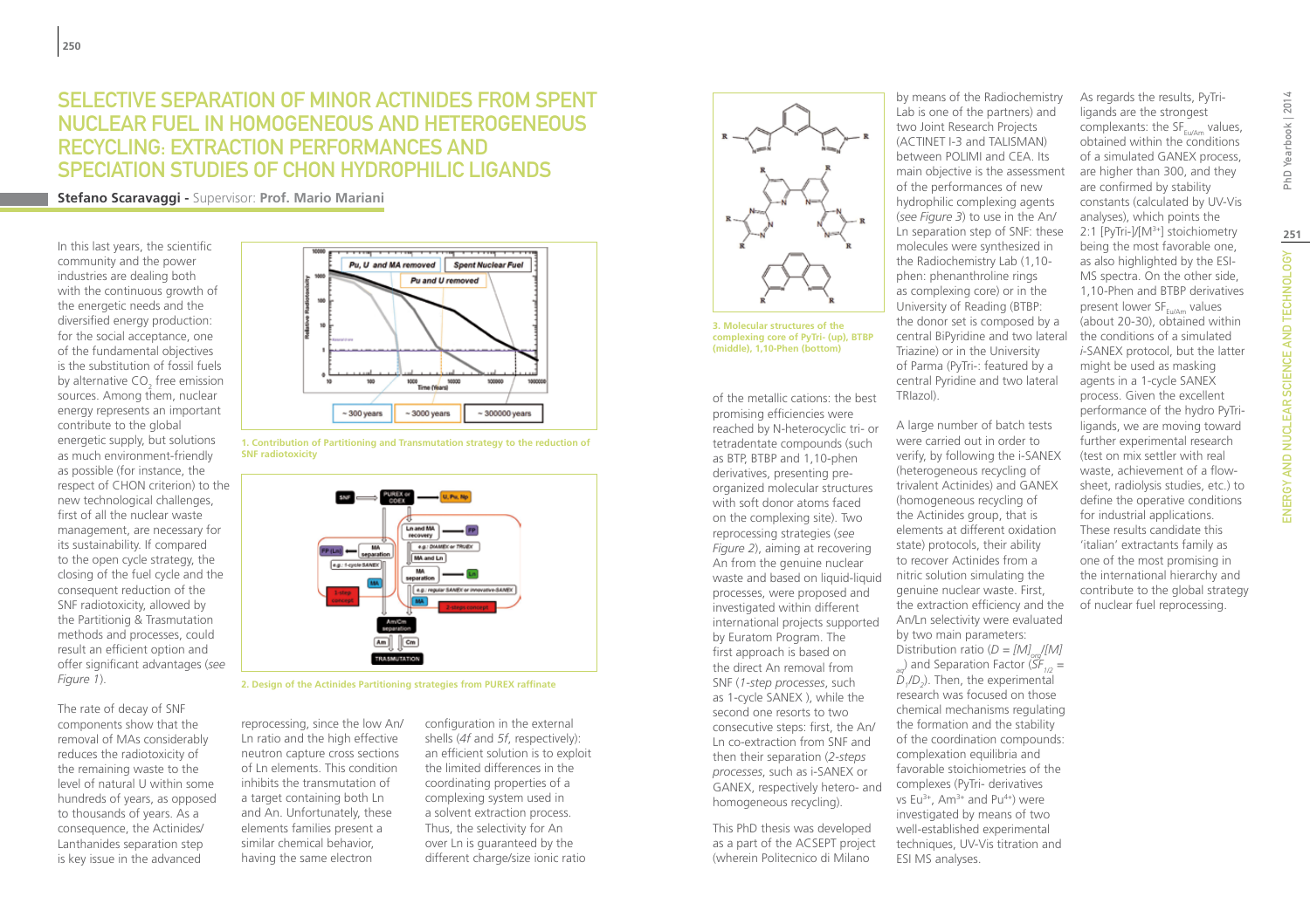# SELECTIVE SEPARATION OF MINOR ACTINIDES FROM SPENT NUCLEAR FUEL IN HOMOGENEOUS AND HETEROGENEOUS RECYCLING: EXTRACTION PERFORMANCES AND SPECIATION STUDIES OF CHON HYDROPHILIC LIGANDS

**Stefano Scaravaggi -** Supervisor: **Prof. Mario Mariani**

In this last years, the scientific community and the power industries are dealing both with the continuous growth of the energetic needs and the diversified energy production: for the social acceptance, one of the fundamental objectives is the substitution of fossil fuels by alternative $CO_2$ free emission sources. Among them, nuclear energy represents an important contribute to the global energetic supply, but solutions as much environment-friendly as possible (for instance, the respect of CHON criterion) to the new technological challenges, first of all the nuclear waste management, are necessary for its sustainability. If compared to the open cycle strategy, the closing of the fuel cycle and the consequent reduction of the SNF radiotoxicity, allowed by the Partitioning & Trasmutation methods and processes, could result an efficient option and offer significant advantages (*see Figure 1*).

1. Contribution of Partitioning and Transmutation strategy to the reduction of SNF radiotoxicity

2. Design of the Actinides Partitioning strategies from PUREX raffinate

The rate of decay of SNF components show that the removal of MAs considerably reduces the radiotoxicity of the remaining waste to the level of natural U within some hundreds of years, as opposed to thousands of years. As a consequence, the Actinides/Lanthanides separation step is key issue in the advanced reprocessing, since the low An/Ln ratio and the high effective neutron capture cross sections of Ln elements. This condition inhibits the transmutation of a target containing both Ln and An. Unfortunately, these elements families present a similar chemical behavior, having the same electron configuration in the external shells (*4f* and *5f*, respectively): an efficient solution is to exploit the limited differences in the coordinating properties of a complexing system used in a solvent extraction process. Thus, the selectivity for An over Ln is guaranteed by the different charge/size ionic ratio of the metallic cations: the best promising efficiencies were reached by N-heterocyclic tri- or tetradentate compounds (such as BTP, BTBP and 1,10-phen derivatives, presenting pre-organized molecular structures with soft donor atoms faced on the complexing site). Two reprocessing strategies (*see Figure 2*), aiming at recovering An from the genuine nuclear waste and based on liquid-liquid processes, were proposed and investigated within different international projects supported by Euratom Program. The first approach is based on the direct An removal from SNF (*1-step processes*, such as 1-cycle SANEX ), while the second one resorts to two consecutive steps: first, the An/Ln co-extraction from SNF and then their separation (*2-steps processes*, such as i-SANEX or GANEX, respectively hetero- and homogeneous recycling).

3. Molecular structures of the complexing core of PyTri- (up), BTBP (middle), 1,10-Phen (bottom)

This PhD thesis was developed as a part of the ACSEPT project (wherein Politecnico di Milano by means of the Radiochemistry Lab is one of the partners) and two Joint Research Projects (ACTINET I-3 and TALISMAN) between POLIMI and CEA. Its main objective is the assessment of the performances of new hydrophilic complexing agents (*see Figure 3*) to use in the An/Ln separation step of SNF: these molecules were synthesized in the Radiochemistry Lab (1,10-phen: phenanthroline rings as complexing core) or in the University of Reading (BTBP: the donor set is composed by a central BiPyridine and two lateral Triazine) or in the University of Parma (PyTri-: featured by a central Pyridine and two lateral TRIazol).

A large number of batch tests were carried out in order to verify, by following the i-SANEX (heterogeneous recycling of trivalent Actinides) and GANEX (homogeneous recycling of the Actinides group, that is elements at different oxidation state) protocols, their ability to recover Actinides from a nitric solution simulating the genuine nuclear waste. First, the extraction efficiency and the An/Ln selectivity were evaluated by two main parameters: Distribution ratio ($D = [M]_{org}/[M]_{aq}$) and Separation Factor ($SF_{1/2} = D_1/D_2$). Then, the experimental research was focused on those chemical mechanisms regulating the formation and the stability of the coordination compounds: complexation equilibria and favorable stoichiometries of the complexes (PyTri- derivatives vs $Eu^{3+}$, $Am^{3+}$ and $Pu^{4+}$) were investigated by means of two well-established experimental techniques, UV-Vis titration and ESI MS analyses.

As regards the results, PyTri-ligands are the strongest complexants: the $SF_{Eu/Am}$ values, obtained within the conditions of a simulated GANEX process, are higher than 300, and they are confirmed by stability constants (calculated by UV-Vis analyses), which points the 2:1 $[PyTri-]/[M^{3+}]$ stoichiometry being the most favorable one, as also highlighted by the ESI-MS spectra. On the other side, 1,10-Phen and BTBP derivatives present lower $SF_{Eu/Am}$ values (about 20-30), obtained within the conditions of a simulated *i*-SANEX protocol, but the latter might be used as masking agents in a 1-cycle SANEX process. Given the excellent performance of the hydro PyTri-ligands, we are moving toward further experimental research (test on mix settler with real waste, achievement of a flow-sheet, radiolysis studies, etc.) to define the operative conditions for industrial applications. These results candidate this 'italian' extractants family as one of the most promising in the international hierarchy and contribute to the global strategy of nuclear fuel reprocessing.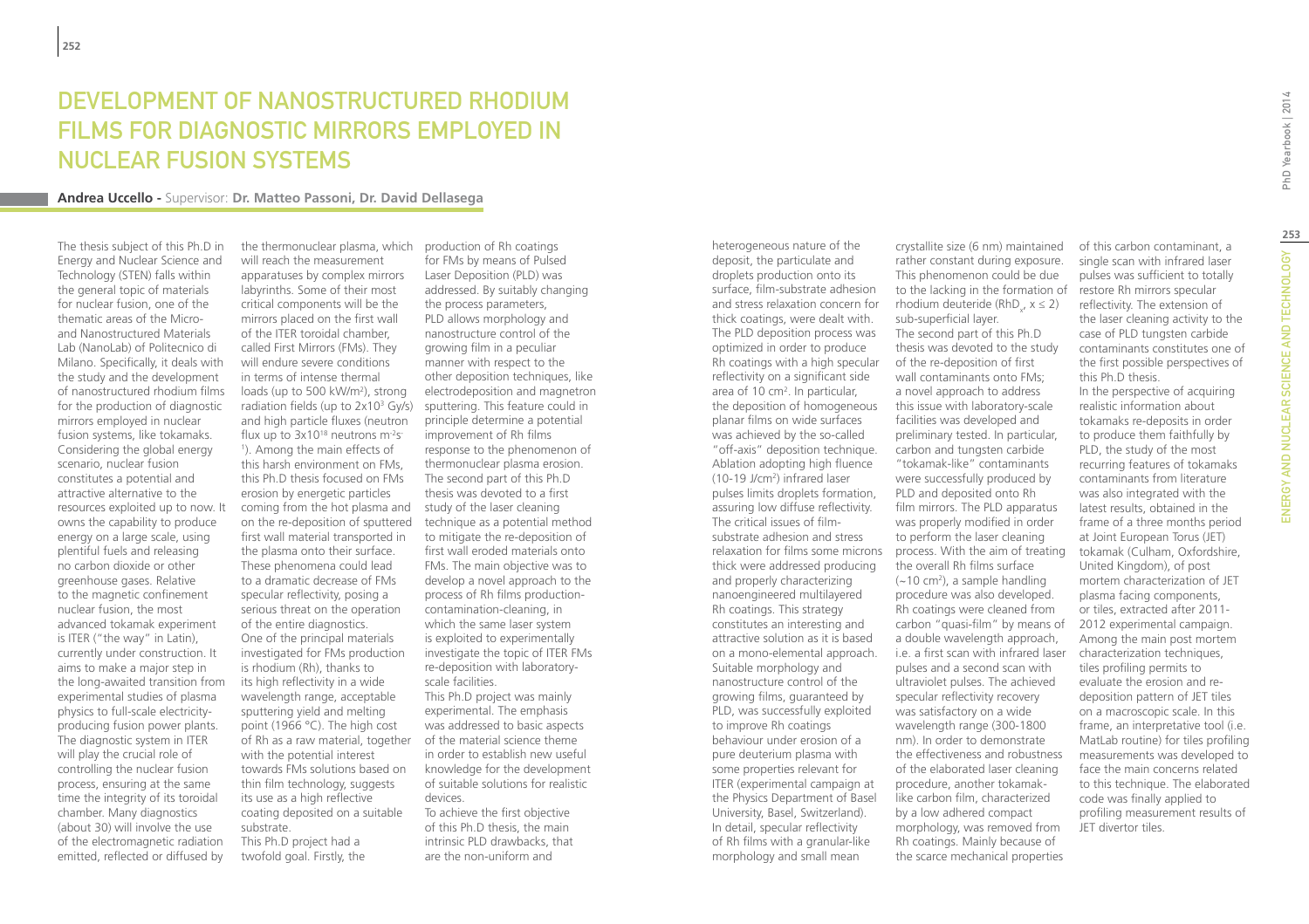# Development of Nanostructured Rhodium Films for Diagnostic Mirrors Employed in Nuclear Fusion Systems

**Andrea Uccello** - Supervisor: **Dr. Matteo Passoni, Dr. David Dellasega**

The thesis subject of this Ph.D in Energy and Nuclear Science and Technology (STEN) falls within the general topic of materials for nuclear fusion, one of the thematic areas of the Micro- and Nanostructured Materials Lab (NanoLab) of Politecnico di Milano. Specifically, it deals with the study and the development of nanostructured rhodium films for the production of diagnostic mirrors employed in nuclear fusion systems, like tokamaks. Considering the global energy scenario, nuclear fusion constitutes a potential and attractive alternative to the resources exploited up to now. It owns the capability to produce energy on a large scale, using plentiful fuels and releasing no carbon dioxide or other greenhouse gases. Relative to the magnetic confinement nuclear fusion, the most advanced tokamak experiment is ITER ("the way" in Latin), currently under construction. It aims to make a major step in the long-awaited transition from experimental studies of plasma physics to full-scale electricity-producing fusion power plants. The diagnostic system in ITER will play the crucial role of controlling the nuclear fusion process, ensuring at the same time the integrity of its toroidal chamber. Many diagnostics (about 30) will involve the use of the electromagnetic radiation emitted, reflected or diffused by the thermonuclear plasma, which will reach the measurement apparatuses by complex mirrors labyrinths. Some of their most critical components will be the mirrors placed on the first wall of the ITER toroidal chamber, called First Mirrors (FMs). They will endure severe conditions in terms of intense thermal loads (up to 500 kW/m$^2$), strong radiation fields (up to $2\times10^3$ Gy/s) and high particle fluxes (neutron flux up to $3\times10^{18}$ neutrons m$^{-2}$s$^{-1}$). Among the main effects of this harsh environment on FMs, this Ph.D thesis focused on FMs erosion by energetic particles coming from the hot plasma and on the re-deposition of sputtered first wall material transported in the plasma onto their surface. These phenomena could lead to a dramatic decrease of FMs specular reflectivity, posing a serious threat on the operation of the entire diagnostics. One of the principal materials investigated for FMs production is rhodium (Rh), thanks to its high reflectivity in a wide wavelength range, acceptable sputtering yield and melting point (1966 °C). The high cost of Rh as a raw material, together with the potential interest towards FMs solutions based on thin film technology, suggests its use as a high reflective coating deposited on a suitable substrate.

This Ph.D project had a twofold goal. Firstly, the production of Rh coatings for FMs by means of Pulsed Laser Deposition (PLD) was addressed. By suitably changing the process parameters, PLD allows morphology and nanostructure control of the growing film in a peculiar manner with respect to the other deposition techniques, like electrodeposition and magnetron sputtering. This feature could in principle determine a potential improvement of Rh films response to the phenomenon of thermonuclear plasma erosion. The second part of this Ph.D thesis was devoted to a first study of the laser cleaning technique as a potential method to mitigate the re-deposition of first wall eroded materials onto FMs. The main objective was to develop a novel approach to the process of Rh films production-contamination-cleaning, in which the same laser system is exploited to experimentally investigate the topic of ITER FMs re-deposition with laboratory-scale facilities.

This Ph.D project was mainly experimental. The emphasis was addressed to basic aspects of the material science theme in order to establish new useful knowledge for the development of suitable solutions for realistic devices.

To achieve the first objective of this Ph.D thesis, the main intrinsic PLD drawbacks, that are the non-uniform and heterogeneous nature of the deposit, the particulate and droplets production onto its surface, film-substrate adhesion and stress relaxation concern for thick coatings, were dealt with. The PLD deposition process was optimized in order to produce Rh coatings with a high specular reflectivity on a significant side area of 10 cm$^2$. In particular, the deposition of homogeneous planar films on wide surfaces was achieved by the so-called "off-axis" deposition technique. Ablation adopting high fluence (10-19 J/cm$^2$) infrared laser pulses limits droplets formation, assuring low diffuse reflectivity. The critical issues of film-substrate adhesion and stress relaxation for films some microns thick were addressed producing and properly characterizing nanoengineered multilayered Rh coatings. This strategy constitutes an interesting and attractive solution as it is based on a mono-elemental approach. Suitable morphology and nanostructure control of the growing films, guaranteed by PLD, was successfully exploited to improve Rh coatings behaviour under erosion of a pure deuterium plasma with some properties relevant for ITER (experimental campaign at the Physics Department of Basel University, Basel, Switzerland). In detail, specular reflectivity of Rh films with a granular-like morphology and small mean crystallite size (6 nm) maintained rather constant during exposure. This phenomenon could be due to the lacking in the formation of rhodium deuteride ($RhD_x$, $x \leq 2$) sub-superficial layer.

The second part of this Ph.D thesis was devoted to the study of the re-deposition of first wall contaminants onto FMs; a novel approach to address this issue with laboratory-scale facilities was developed and preliminary tested. In particular, carbon and tungsten carbide "tokamak-like" contaminants were successfully produced by PLD and deposited onto Rh film mirrors. The PLD apparatus was properly modified in order to perform the laser cleaning process. With the aim of treating the overall Rh films surface (~10 cm$^2$), a sample handling procedure was also developed. Rh coatings were cleaned from carbon "quasi-film" by means of a double wavelength approach, i.e. a first scan with infrared laser pulses and a second scan with ultraviolet pulses. The achieved specular reflectivity recovery was satisfactory on a wide wavelength range (300-1800 nm). In order to demonstrate the effectiveness and robustness of the elaborated laser cleaning procedure, another tokamak-like carbon film, characterized by a low adhered compact morphology, was removed from Rh coatings. Mainly because of the scarce mechanical properties of this carbon contaminant, a single scan with infrared laser pulses was sufficient to totally restore Rh mirrors specular reflectivity. The extension of the laser cleaning activity to the case of PLD tungsten carbide contaminants constitutes one of the first possible perspectives of this Ph.D thesis.

In the perspective of acquiring realistic information about tokamaks re-deposits in order to produce them faithfully by PLD, the study of the most recurring features of tokamaks contaminants from literature was also integrated with the latest results, obtained in the frame of a three months period at Joint European Torus (JET) tokamak (Culham, Oxfordshire, United Kingdom), of post mortem characterization of JET plasma facing components, or tiles, extracted after 2011-2012 experimental campaign. Among the main post mortem characterization techniques, tiles profiling permits to evaluate the erosion and re-deposition pattern of JET tiles on a macroscopic scale. In this frame, an interpretative tool (i.e. MatLab routine) for tiles profiling measurements was developed to face the main concerns related to this technique. The elaborated code was finally applied to profiling measurement results of JET divertor tiles.